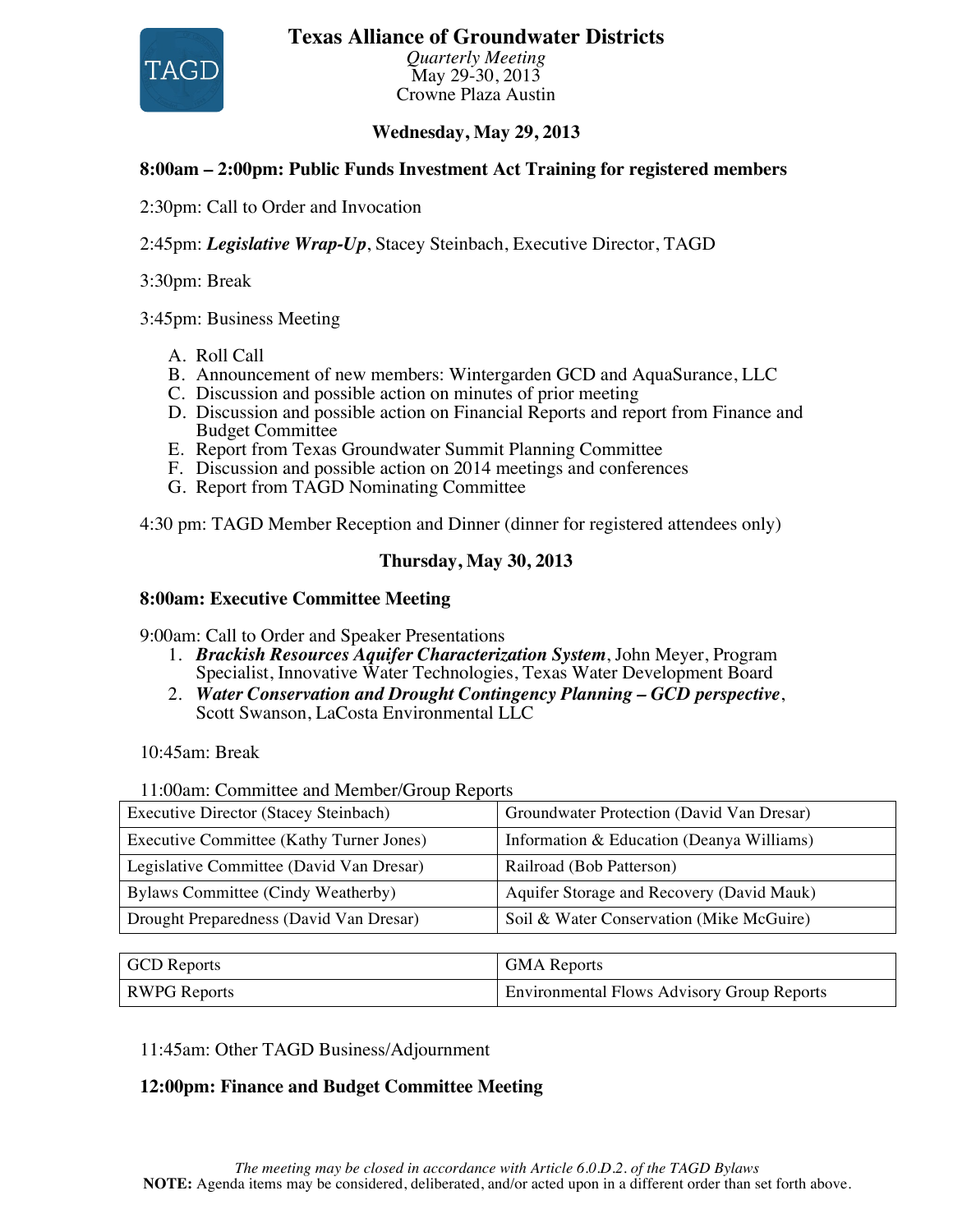# Texas Alliance of Groundwater Districts

*Quarterly Meeting*
May 29-30, 2013
Crowne Plaza Austin

## Wednesday, May 29, 2013

**8:00am – 2:00pm: Public Funds Investment Act Training for registered members**

2:30pm: Call to Order and Invocation

2:45pm: ***Legislative Wrap-Up***, Stacey Steinbach, Executive Director, TAGD

3:30pm: Break

3:45pm: Business Meeting

A. Roll Call
B. Announcement of new members: Wintergarden GCD and AquaSurance, LLC
C. Discussion and possible action on minutes of prior meeting
D. Discussion and possible action on Financial Reports and report from Finance and Budget Committee
E. Report from Texas Groundwater Summit Planning Committee
F. Discussion and possible action on 2014 meetings and conferences
G. Report from TAGD Nominating Committee

4:30 pm: TAGD Member Reception and Dinner (dinner for registered attendees only)

## Thursday, May 30, 2013

**8:00am: Executive Committee Meeting**

9:00am: Call to Order and Speaker Presentations

1. ***Brackish Resources Aquifer Characterization System***, John Meyer, Program Specialist, Innovative Water Technologies, Texas Water Development Board
2. ***Water Conservation and Drought Contingency Planning – GCD perspective***, Scott Swanson, LaCosta Environmental LLC

10:45am: Break

11:00am: Committee and Member/Group Reports

| | |
|---|---|
| Executive Director (Stacey Steinbach) | Groundwater Protection (David Van Dresar) |
| Executive Committee (Kathy Turner Jones) | Information & Education (Deanya Williams) |
| Legislative Committee (David Van Dresar) | Railroad (Bob Patterson) |
| Bylaws Committee (Cindy Weatherby) | Aquifer Storage and Recovery (David Mauk) |
| Drought Preparedness (David Van Dresar) | Soil & Water Conservation (Mike McGuire) |

| | |
|---|---|
| GCD Reports | GMA Reports |
| RWPG Reports | Environmental Flows Advisory Group Reports |

11:45am: Other TAGD Business/Adjournment

**12:00pm: Finance and Budget Committee Meeting**

*The meeting may be closed in accordance with Article 6.0.D.2. of the TAGD Bylaws*
**NOTE:** Agenda items may be considered, deliberated, and/or acted upon in a different order than set forth above.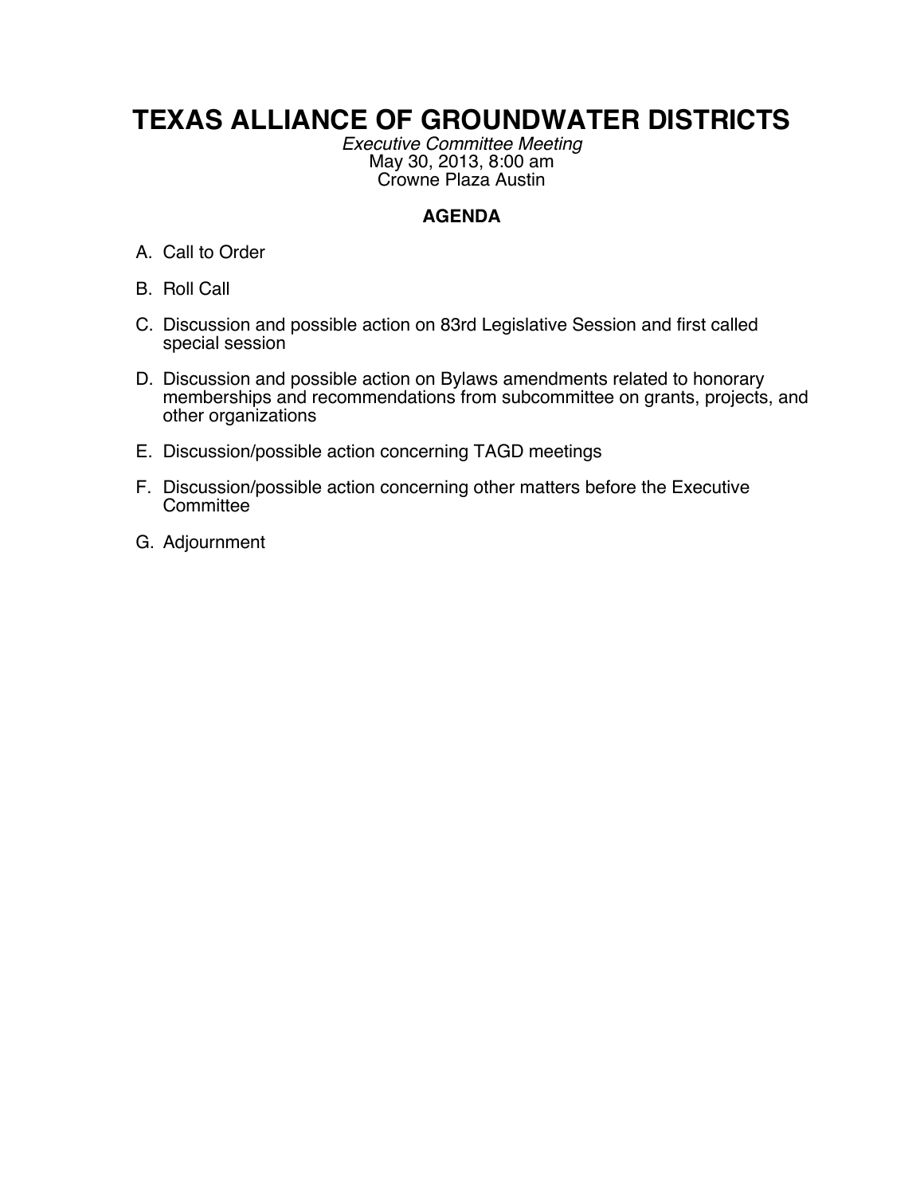# TEXAS ALLIANCE OF GROUNDWATER DISTRICTS

*Executive Committee Meeting*
May 30, 2013, 8:00 am
Crowne Plaza Austin

## AGENDA

A. Call to Order

B. Roll Call

C. Discussion and possible action on 83rd Legislative Session and first called special session

D. Discussion and possible action on Bylaws amendments related to honorary memberships and recommendations from subcommittee on grants, projects, and other organizations

E. Discussion/possible action concerning TAGD meetings

F. Discussion/possible action concerning other matters before the Executive Committee

G. Adjournment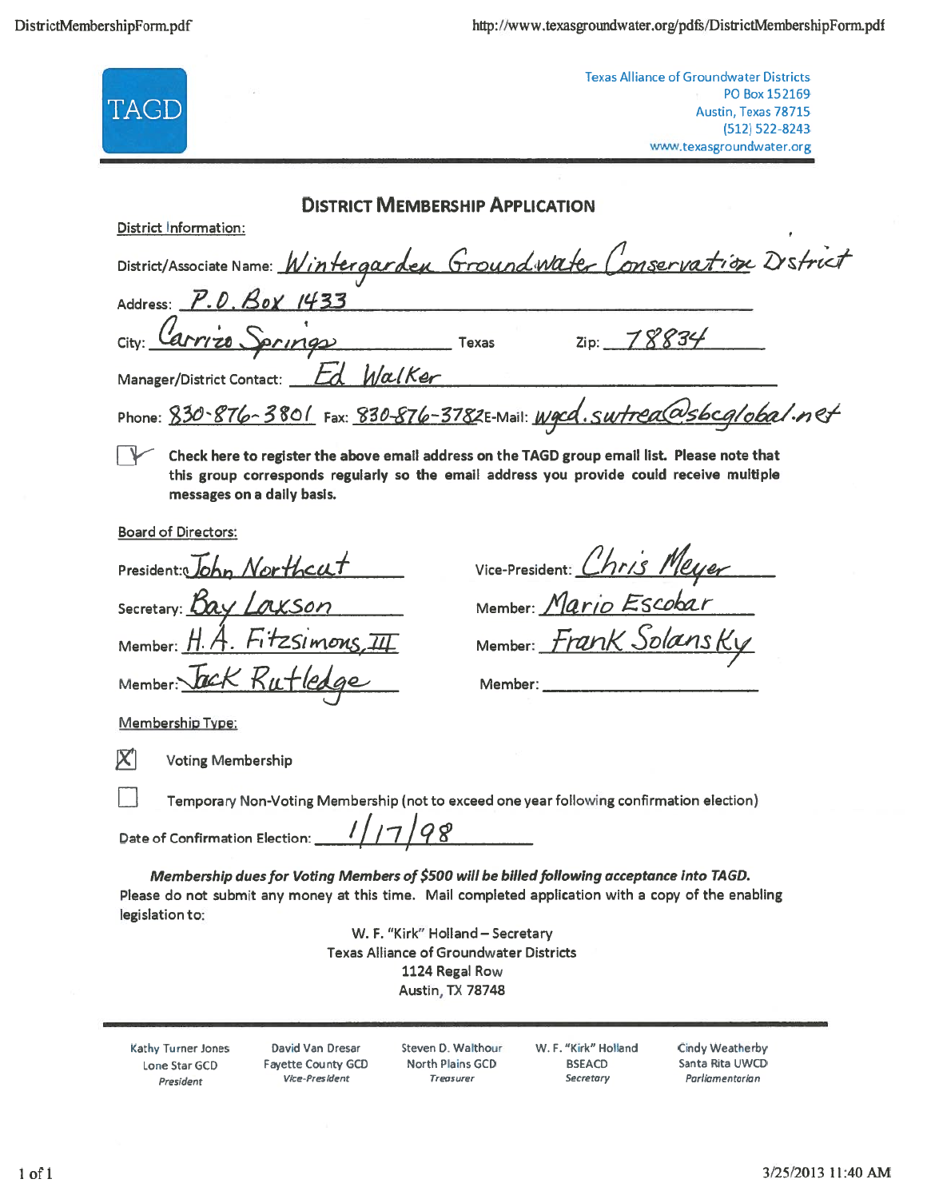Texas Alliance of Groundwater Districts
PO Box 152169
Austin, Texas 78715
(512) 522-8243
www.texasgroundwater.org

## District Membership Application

District Information:

District/Associate Name: Wintergarden Groundwater Conservation District

Address: P.O. Box 1433

City: Carrizo Springs Texas Zip: 78834

Manager/District Contact: Ed Walker

Phone: 830-876-3801 Fax: 830-876-3782 E-Mail: wgcd.swtrea@sbcglobal.net

☑ **Check here to register the above email address on the TAGD group email list. Please note that this group corresponds regularly so the email address you provide could receive multiple messages on a daily basis.**

Board of Directors:

President: John Northcut
Vice-President: Chris Meyer
Secretary: Bay Laxson
Member: Mario Escobar
Member: H.A. Fitzsimons, III
Member: Frank Solansky
Member: Jack Rutledge
Member: ____________

Membership Type:

☒ Voting Membership

☐ Temporary Non-Voting Membership (not to exceed one year following confirmation election)

Date of Confirmation Election: 1/17/98

***Membership dues for Voting Members of $500 will be billed following acceptance into TAGD.***
Please do not submit any money at this time. Mail completed application with a copy of the enabling legislation to:

W. F. "Kirk" Holland – Secretary
Texas Alliance of Groundwater Districts
1124 Regal Row
Austin, TX 78748

| Kathy Turner Jones | David Van Dresar | Steven D. Walthour | W. F. "Kirk" Holland | Cindy Weatherby |
|---|---|---|---|---|
| Lone Star GCD | Fayette County GCD | North Plains GCD | BSEACD | Santa Rita UWCD |
| *President* | *Vice-President* | *Treasurer* | *Secretary* | *Parliamentarian* |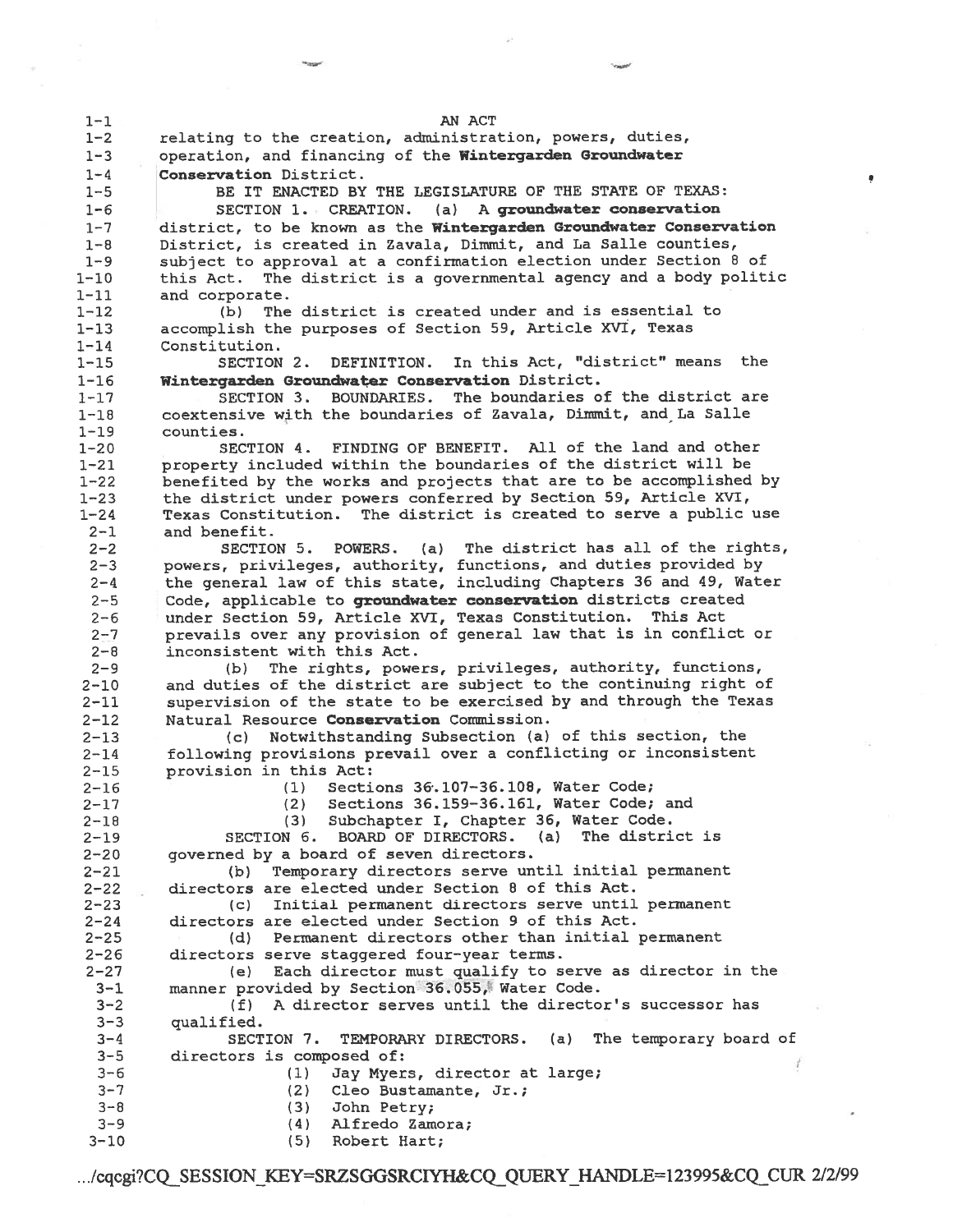AN ACT

relating to the creation, administration, powers, duties, operation, and financing of the **Wintergarden Groundwater Conservation** District.

BE IT ENACTED BY THE LEGISLATURE OF THE STATE OF TEXAS:

SECTION 1. CREATION. (a) A **groundwater conservation** district, to be known as the **Wintergarden Groundwater Conservation** District, is created in Zavala, Dimmit, and La Salle counties, subject to approval at a confirmation election under Section 8 of this Act. The district is a governmental agency and a body politic and corporate.

(b) The district is created under and is essential to accomplish the purposes of Section 59, Article XVI, Texas Constitution.

SECTION 2. DEFINITION. In this Act, "district" means the **Wintergarden Groundwater Conservation** District.

SECTION 3. BOUNDARIES. The boundaries of the district are coextensive with the boundaries of Zavala, Dimmit, and La Salle counties.

SECTION 4. FINDING OF BENEFIT. All of the land and other property included within the boundaries of the district will be benefited by the works and projects that are to be accomplished by the district under powers conferred by Section 59, Article XVI, Texas Constitution. The district is created to serve a public use and benefit.

SECTION 5. POWERS. (a) The district has all of the rights, powers, privileges, authority, functions, and duties provided by the general law of this state, including Chapters 36 and 49, Water Code, applicable to **groundwater conservation** districts created under Section 59, Article XVI, Texas Constitution. This Act prevails over any provision of general law that is in conflict or inconsistent with this Act.

(b) The rights, powers, privileges, authority, functions, and duties of the district are subject to the continuing right of supervision of the state to be exercised by and through the Texas Natural Resource **Conservation** Commission.

(c) Notwithstanding Subsection (a) of this section, the following provisions prevail over a conflicting or inconsistent provision in this Act:

(1) Sections 36.107-36.108, Water Code;

(2) Sections 36.159-36.161, Water Code; and

(3) Subchapter I, Chapter 36, Water Code.

SECTION 6. BOARD OF DIRECTORS. (a) The district is governed by a board of seven directors.

(b) Temporary directors serve until initial permanent directors are elected under Section 8 of this Act.

(c) Initial permanent directors serve until permanent directors are elected under Section 9 of this Act.

(d) Permanent directors other than initial permanent directors serve staggered four-year terms.

(e) Each director must qualify to serve as director in the manner provided by Section 36.055, Water Code.

(f) A director serves until the director's successor has qualified.

SECTION 7. TEMPORARY DIRECTORS. (a) The temporary board of directors is composed of:

(1) Jay Myers, director at large;

(2) Cleo Bustamante, Jr.;

(3) John Petry;

(4) Alfredo Zamora;

(5) Robert Hart;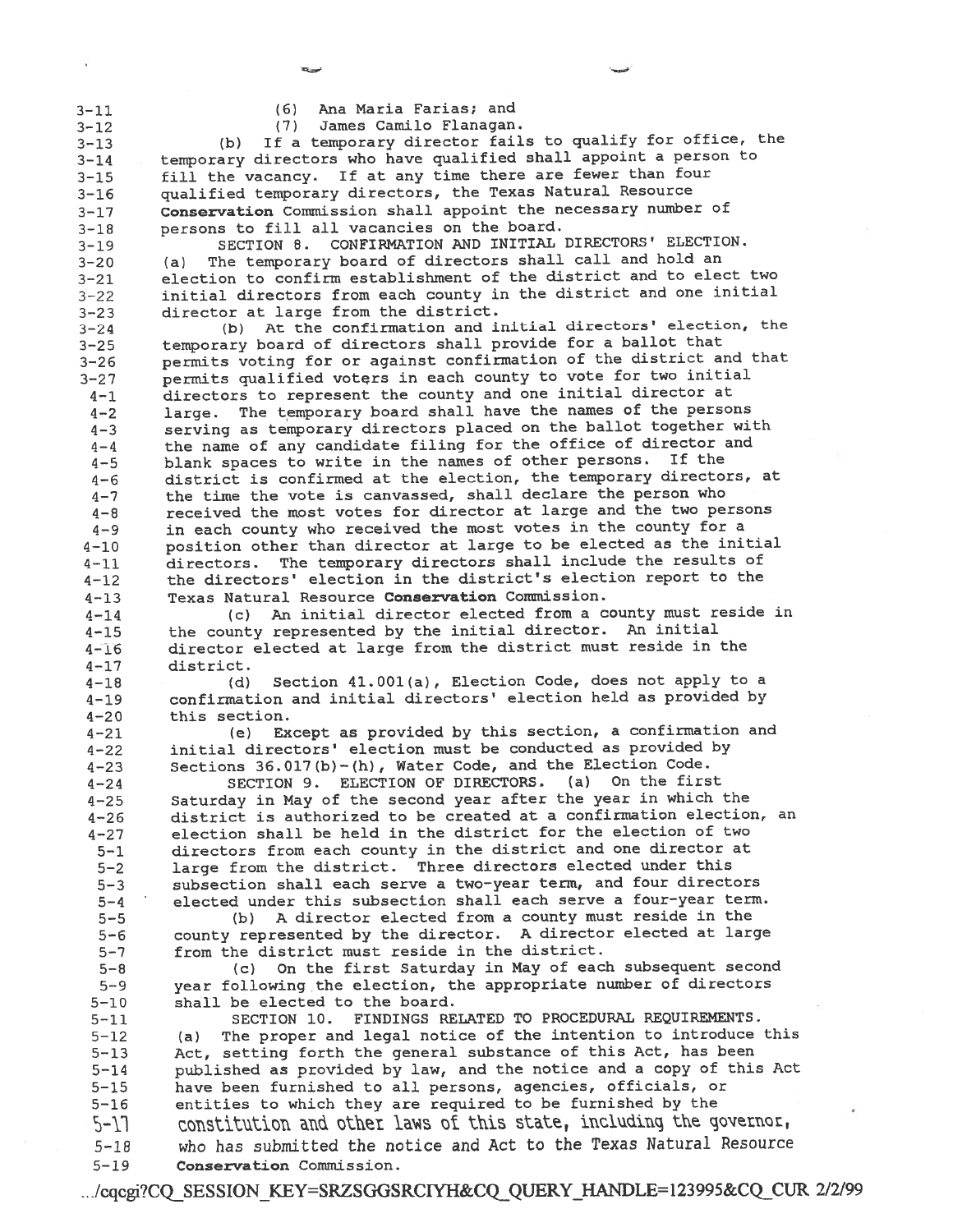(6) Ana Maria Farias; and

(7) James Camilo Flanagan.

(b) If a temporary director fails to qualify for office, the temporary directors who have qualified shall appoint a person to fill the vacancy. If at any time there are fewer than four qualified temporary directors, the Texas Natural Resource **Conservation** Commission shall appoint the necessary number of persons to fill all vacancies on the board.

SECTION 8. CONFIRMATION AND INITIAL DIRECTORS' ELECTION. (a) The temporary board of directors shall call and hold an election to confirm establishment of the district and to elect two initial directors from each county in the district and one initial director at large from the district.

(b) At the confirmation and initial directors' election, the temporary board of directors shall provide for a ballot that permits voting for or against confirmation of the district and that permits qualified voters in each county to vote for two initial directors to represent the county and one initial director at large. The temporary board shall have the names of the persons serving as temporary directors placed on the ballot together with the name of any candidate filing for the office of director and blank spaces to write in the names of other persons. If the district is confirmed at the election, the temporary directors, at the time the vote is canvassed, shall declare the person who received the most votes for director at large and the two persons in each county who received the most votes in the county for a position other than director at large to be elected as the initial directors. The temporary directors shall include the results of the directors' election in the district's election report to the Texas Natural Resource **Conservation** Commission.

(c) An initial director elected from a county must reside in the county represented by the initial director. An initial director elected at large from the district must reside in the district.

(d) Section 41.001(a), Election Code, does not apply to a confirmation and initial directors' election held as provided by this section.

(e) Except as provided by this section, a confirmation and initial directors' election must be conducted as provided by Sections 36.017(b)-(h), Water Code, and the Election Code.

SECTION 9. ELECTION OF DIRECTORS. (a) On the first Saturday in May of the second year after the year in which the district is authorized to be created at a confirmation election, an election shall be held in the district for the election of two directors from each county in the district and one director at large from the district. Three directors elected under this subsection shall each serve a two-year term, and four directors elected under this subsection shall each serve a four-year term.

(b) A director elected from a county must reside in the county represented by the director. A director elected at large from the district must reside in the district.

(c) On the first Saturday in May of each subsequent second year following the election, the appropriate number of directors shall be elected to the board.

SECTION 10. FINDINGS RELATED TO PROCEDURAL REQUIREMENTS. (a) The proper and legal notice of the intention to introduce this Act, setting forth the general substance of this Act, has been published as provided by law, and the notice and a copy of this Act have been furnished to all persons, agencies, officials, or entities to which they are required to be furnished by the constitution and other laws of this state, including the governor, who has submitted the notice and Act to the Texas Natural Resource **Conservation** Commission.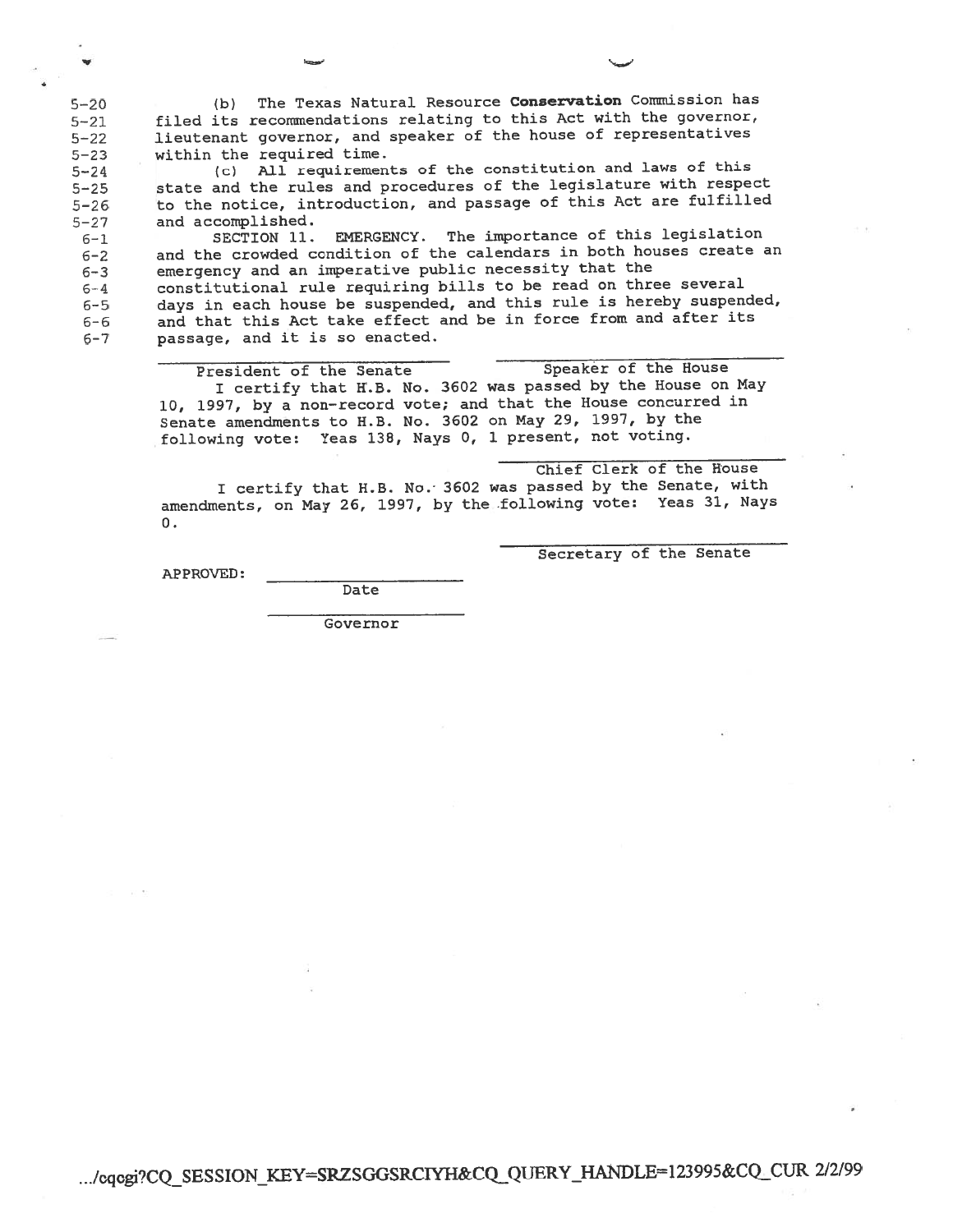5-20 (b) The Texas Natural Resource **Conservation** Commission has
5-21 filed its recommendations relating to this Act with the governor,
5-22 lieutenant governor, and speaker of the house of representatives
5-23 within the required time.

5-24 (c) All requirements of the constitution and laws of this
5-25 state and the rules and procedures of the legislature with respect
5-26 to the notice, introduction, and passage of this Act are fulfilled
5-27 and accomplished.

6-1 SECTION 11. EMERGENCY. The importance of this legislation
6-2 and the crowded condition of the calendars in both houses create an
6-3 emergency and an imperative public necessity that the
6-4 constitutional rule requiring bills to be read on three several
6-5 days in each house be suspended, and this rule is hereby suspended,
6-6 and that this Act take effect and be in force from and after its
6-7 passage, and it is so enacted.

\_\_\_\_\_\_\_\_\_\_\_\_\_\_\_\_\_\_\_\_\_\_\_\_ \_\_\_\_\_\_\_\_\_\_\_\_\_\_\_\_\_\_\_\_\_\_\_\_

President of the Senate Speaker of the House

I certify that H.B. No. 3602 was passed by the House on May 10, 1997, by a non-record vote; and that the House concurred in Senate amendments to H.B. No. 3602 on May 29, 1997, by the following vote: Yeas 138, Nays 0, 1 present, not voting.

\_\_\_\_\_\_\_\_\_\_\_\_\_\_\_\_\_\_\_\_\_\_\_\_

Chief Clerk of the House

I certify that H.B. No. 3602 was passed by the Senate, with amendments, on May 26, 1997, by the following vote: Yeas 31, Nays 0.

\_\_\_\_\_\_\_\_\_\_\_\_\_\_\_\_\_\_\_\_\_\_\_\_

Secretary of the Senate

APPROVED: \_\_\_\_\_\_\_\_\_\_\_\_\_\_\_\_\_\_\_\_

Date

\_\_\_\_\_\_\_\_\_\_\_\_\_\_\_\_\_\_\_\_

Governor

.../cqcgi?CQ_SESSION_KEY=SRZSGGSRCIYH&CQ_QUERY_HANDLE=123995&CQ_CUR 2/2/99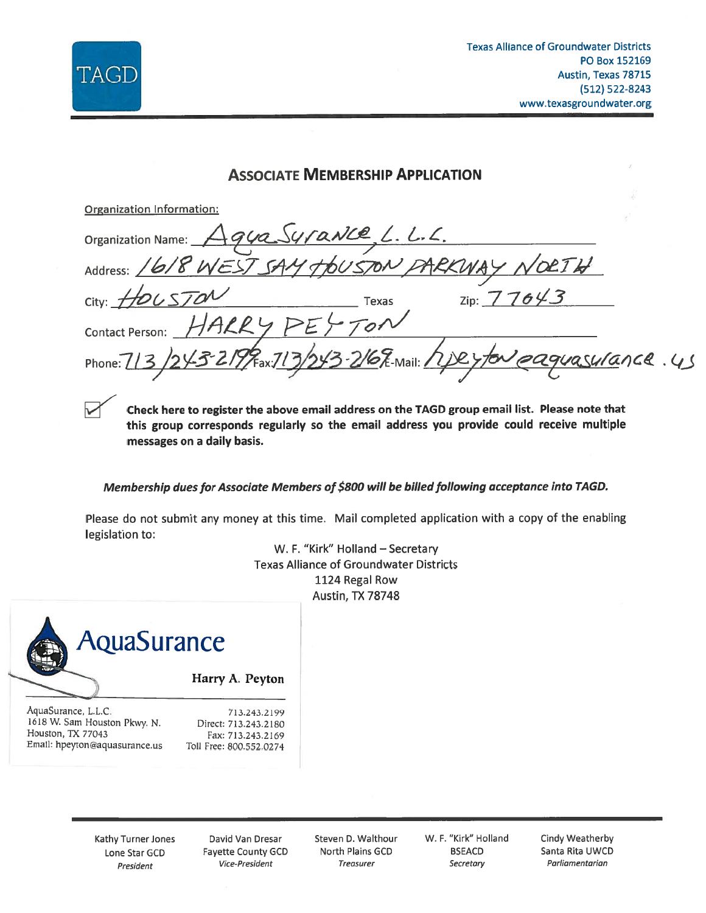TAGD

Texas Alliance of Groundwater Districts
PO Box 152169
Austin, Texas 78715
(512) 522-8243
www.texasgroundwater.org

## Associate Membership Application

Organization Information:

Organization Name: AquaSurance, L.L.C.

Address: 1618 WEST SAM HOUSTON PARKWAY NORTH

City: HOUSTON Texas Zip: 77043

Contact Person: HARRY PEYTON

Phone: 713/243-2199 Fax: 713/243-2169 E-Mail: hpeyton@aquasurance.us

☑ **Check here to register the above email address on the TAGD group email list. Please note that this group corresponds regularly so the email address you provide could receive multiple messages on a daily basis.**

***Membership dues for Associate Members of $800 will be billed following acceptance into TAGD.***

Please do not submit any money at this time. Mail completed application with a copy of the enabling legislation to:

W. F. "Kirk" Holland – Secretary
Texas Alliance of Groundwater Districts
1124 Regal Row
Austin, TX 78748

AquaSurance

Harry A. Peyton

AquaSurance, L.L.C.
1618 W. Sam Houston Pkwy. N.
Houston, TX 77043
Email: hpeyton@aquasurance.us

713.243.2199
Direct: 713.243.2180
Fax: 713.243.2169
Toll Free: 800.552.0274

Kathy Turner Jones, Lone Star GCD, *President*
David Van Dresar, Fayette County GCD, *Vice-President*
Steven D. Walthour, North Plains GCD, *Treasurer*
W. F. "Kirk" Holland, BSEACD, *Secretary*
Cindy Weatherby, Santa Rita UWCD, *Parliamentarian*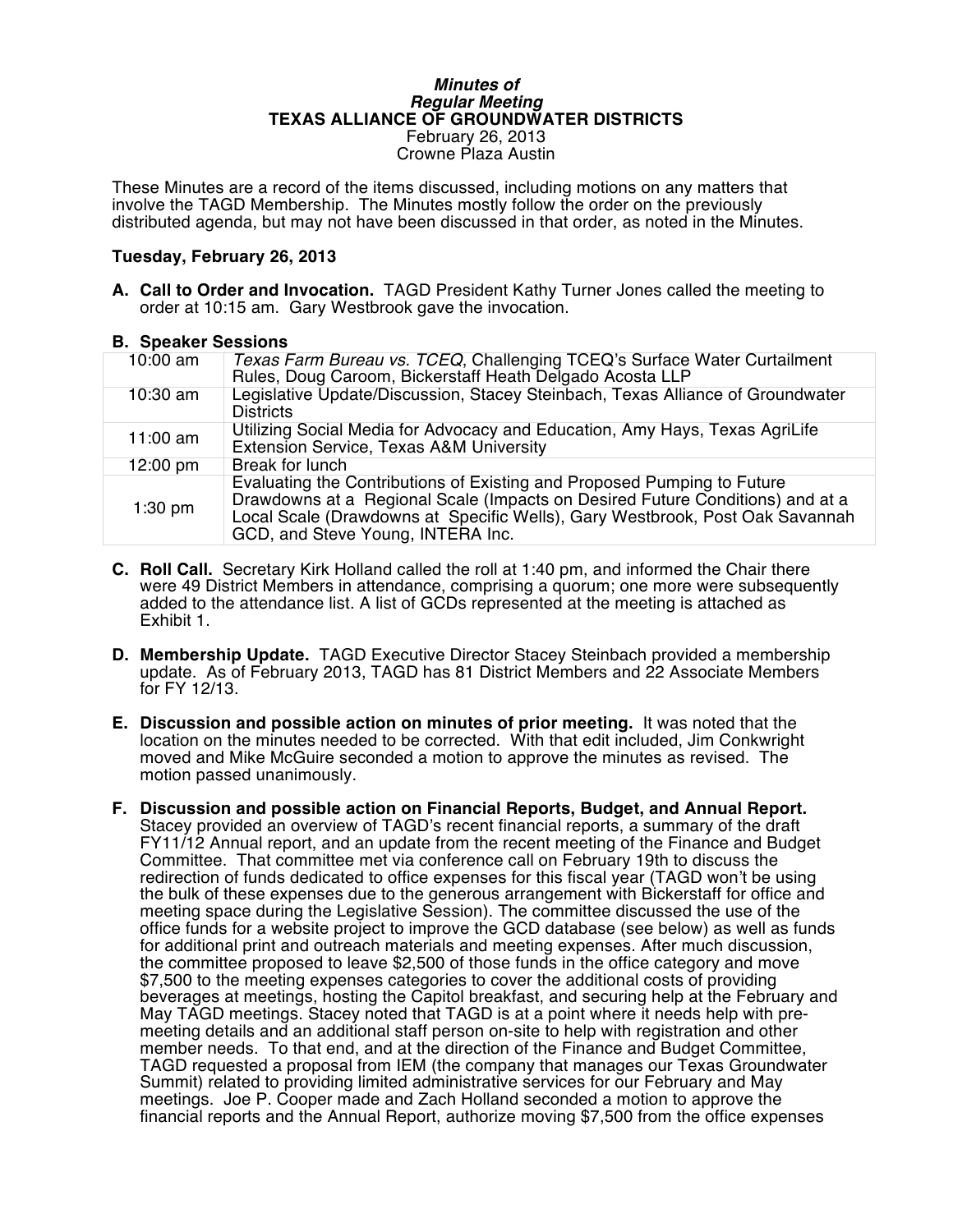***Minutes of***
***Regular Meeting***
**TEXAS ALLIANCE OF GROUNDWATER DISTRICTS**
February 26, 2013
Crowne Plaza Austin

These Minutes are a record of the items discussed, including motions on any matters that involve the TAGD Membership. The Minutes mostly follow the order on the previously distributed agenda, but may not have been discussed in that order, as noted in the Minutes.

**Tuesday, February 26, 2013**

**A. Call to Order and Invocation.** TAGD President Kathy Turner Jones called the meeting to order at 10:15 am. Gary Westbrook gave the invocation.

**B. Speaker Sessions**

| | |
|---|---|
| 10:00 am | *Texas Farm Bureau vs. TCEQ*, Challenging TCEQ's Surface Water Curtailment Rules, Doug Caroom, Bickerstaff Heath Delgado Acosta LLP |
| 10:30 am | Legislative Update/Discussion, Stacey Steinbach, Texas Alliance of Groundwater Districts |
| 11:00 am | Utilizing Social Media for Advocacy and Education, Amy Hays, Texas AgriLife Extension Service, Texas A&M University |
| 12:00 pm | Break for lunch |
| 1:30 pm | Evaluating the Contributions of Existing and Proposed Pumping to Future Drawdowns at a Regional Scale (Impacts on Desired Future Conditions) and at a Local Scale (Drawdowns at Specific Wells), Gary Westbrook, Post Oak Savannah GCD, and Steve Young, INTERA Inc. |

**C. Roll Call.** Secretary Kirk Holland called the roll at 1:40 pm, and informed the Chair there were 49 District Members in attendance, comprising a quorum; one more were subsequently added to the attendance list. A list of GCDs represented at the meeting is attached as Exhibit 1.

**D. Membership Update.** TAGD Executive Director Stacey Steinbach provided a membership update. As of February 2013, TAGD has 81 District Members and 22 Associate Members for FY 12/13.

**E. Discussion and possible action on minutes of prior meeting.** It was noted that the location on the minutes needed to be corrected. With that edit included, Jim Conkwright moved and Mike McGuire seconded a motion to approve the minutes as revised. The motion passed unanimously.

**F. Discussion and possible action on Financial Reports, Budget, and Annual Report.** Stacey provided an overview of TAGD's recent financial reports, a summary of the draft FY11/12 Annual report, and an update from the recent meeting of the Finance and Budget Committee. That committee met via conference call on February 19th to discuss the redirection of funds dedicated to office expenses for this fiscal year (TAGD won't be using the bulk of these expenses due to the generous arrangement with Bickerstaff for office and meeting space during the Legislative Session). The committee discussed the use of the office funds for a website project to improve the GCD database (see below) as well as funds for additional print and outreach materials and meeting expenses. After much discussion, the committee proposed to leave $2,500 of those funds in the office category and move $7,500 to the meeting expenses categories to cover the additional costs of providing beverages at meetings, hosting the Capitol breakfast, and securing help at the February and May TAGD meetings. Stacey noted that TAGD is at a point where it needs help with pre-meeting details and an additional staff person on-site to help with registration and other member needs. To that end, and at the direction of the Finance and Budget Committee, TAGD requested a proposal from IEM (the company that manages our Texas Groundwater Summit) related to providing limited administrative services for our February and May meetings. Joe P. Cooper made and Zach Holland seconded a motion to approve the financial reports and the Annual Report, authorize moving $7,500 from the office expenses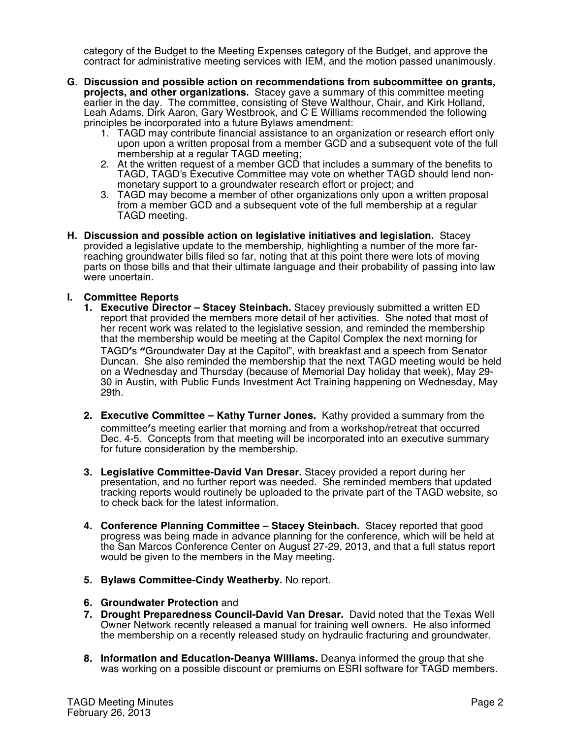category of the Budget to the Meeting Expenses category of the Budget, and approve the contract for administrative meeting services with IEM, and the motion passed unanimously.

**G. Discussion and possible action on recommendations from subcommittee on grants, projects, and other organizations.** Stacey gave a summary of this committee meeting earlier in the day. The committee, consisting of Steve Walthour, Chair, and Kirk Holland, Leah Adams, Dirk Aaron, Gary Westbrook, and C E Williams recommended the following principles be incorporated into a future Bylaws amendment:

1. TAGD may contribute financial assistance to an organization or research effort only upon upon a written proposal from a member GCD and a subsequent vote of the full membership at a regular TAGD meeting;
2. At the written request of a member GCD that includes a summary of the benefits to TAGD, TAGD's Executive Committee may vote on whether TAGD should lend non-monetary support to a groundwater research effort or project; and
3. TAGD may become a member of other organizations only upon a written proposal from a member GCD and a subsequent vote of the full membership at a regular TAGD meeting.

**H. Discussion and possible action on legislative initiatives and legislation.** Stacey provided a legislative update to the membership, highlighting a number of the more far-reaching groundwater bills filed so far, noting that at this point there were lots of moving parts on those bills and that their ultimate language and their probability of passing into law were uncertain.

**I. Committee Reports**

1. **Executive Director – Stacey Steinbach.** Stacey previously submitted a written ED report that provided the members more detail of her activities. She noted that most of her recent work was related to the legislative session, and reminded the membership that the membership would be meeting at the Capitol Complex the next morning for TAGD's "Groundwater Day at the Capitol", with breakfast and a speech from Senator Duncan. She also reminded the membership that the next TAGD meeting would be held on a Wednesday and Thursday (because of Memorial Day holiday that week), May 29-30 in Austin, with Public Funds Investment Act Training happening on Wednesday, May 29th.

2. **Executive Committee – Kathy Turner Jones.** Kathy provided a summary from the committee's meeting earlier that morning and from a workshop/retreat that occurred Dec. 4-5. Concepts from that meeting will be incorporated into an executive summary for future consideration by the membership.

3. **Legislative Committee-David Van Dresar.** Stacey provided a report during her presentation, and no further report was needed. She reminded members that updated tracking reports would routinely be uploaded to the private part of the TAGD website, so to check back for the latest information.

4. **Conference Planning Committee – Stacey Steinbach.** Stacey reported that good progress was being made in advance planning for the conference, which will be held at the San Marcos Conference Center on August 27-29, 2013, and that a full status report would be given to the members in the May meeting.

5. **Bylaws Committee-Cindy Weatherby.** No report.

6. **Groundwater Protection** and
7. **Drought Preparedness Council-David Van Dresar.** David noted that the Texas Well Owner Network recently released a manual for training well owners. He also informed the membership on a recently released study on hydraulic fracturing and groundwater.

8. **Information and Education-Deanya Williams.** Deanya informed the group that she was working on a possible discount or premiums on ESRI software for TAGD members.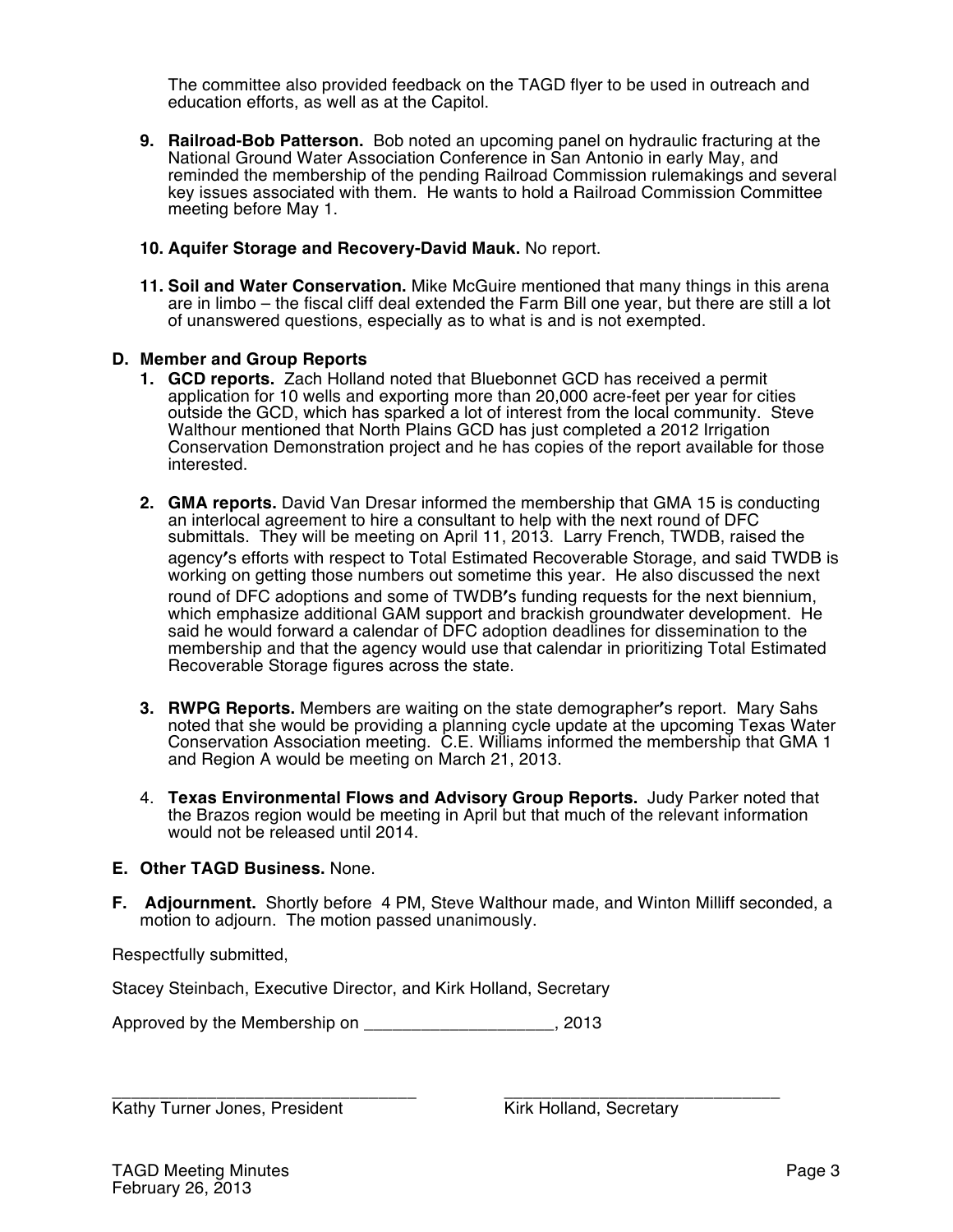The committee also provided feedback on the TAGD flyer to be used in outreach and education efforts, as well as at the Capitol.

9. **Railroad-Bob Patterson.** Bob noted an upcoming panel on hydraulic fracturing at the National Ground Water Association Conference in San Antonio in early May, and reminded the membership of the pending Railroad Commission rulemakings and several key issues associated with them. He wants to hold a Railroad Commission Committee meeting before May 1.

10. **Aquifer Storage and Recovery-David Mauk.** No report.

11. **Soil and Water Conservation.** Mike McGuire mentioned that many things in this arena are in limbo – the fiscal cliff deal extended the Farm Bill one year, but there are still a lot of unanswered questions, especially as to what is and is not exempted.

**D. Member and Group Reports**

1. **GCD reports.** Zach Holland noted that Bluebonnet GCD has received a permit application for 10 wells and exporting more than 20,000 acre-feet per year for cities outside the GCD, which has sparked a lot of interest from the local community. Steve Walthour mentioned that North Plains GCD has just completed a 2012 Irrigation Conservation Demonstration project and he has copies of the report available for those interested.

2. **GMA reports.** David Van Dresar informed the membership that GMA 15 is conducting an interlocal agreement to hire a consultant to help with the next round of DFC submittals. They will be meeting on April 11, 2013. Larry French, TWDB, raised the agency's efforts with respect to Total Estimated Recoverable Storage, and said TWDB is working on getting those numbers out sometime this year. He also discussed the next round of DFC adoptions and some of TWDB's funding requests for the next biennium, which emphasize additional GAM support and brackish groundwater development. He said he would forward a calendar of DFC adoption deadlines for dissemination to the membership and that the agency would use that calendar in prioritizing Total Estimated Recoverable Storage figures across the state.

3. **RWPG Reports.** Members are waiting on the state demographer's report. Mary Sahs noted that she would be providing a planning cycle update at the upcoming Texas Water Conservation Association meeting. C.E. Williams informed the membership that GMA 1 and Region A would be meeting on March 21, 2013.

4. **Texas Environmental Flows and Advisory Group Reports.** Judy Parker noted that the Brazos region would be meeting in April but that much of the relevant information would not be released until 2014.

**E. Other TAGD Business.** None.

**F. Adjournment.** Shortly before 4 PM, Steve Walthour made, and Winton Milliff seconded, a motion to adjourn. The motion passed unanimously.

Respectfully submitted,

Stacey Steinbach, Executive Director, and Kirk Holland, Secretary

Approved by the Membership on ____________________, 2013

\_\_\_\_\_\_\_\_\_\_\_\_\_\_\_\_\_\_\_\_\_\_\_\_\_\_\_\_\_\_\_\_
Kathy Turner Jones, President

\_\_\_\_\_\_\_\_\_\_\_\_\_\_\_\_\_\_\_\_\_\_\_\_\_\_\_\_\_\_\_\_
Kirk Holland, Secretary

TAGD Meeting Minutes
February 26, 2013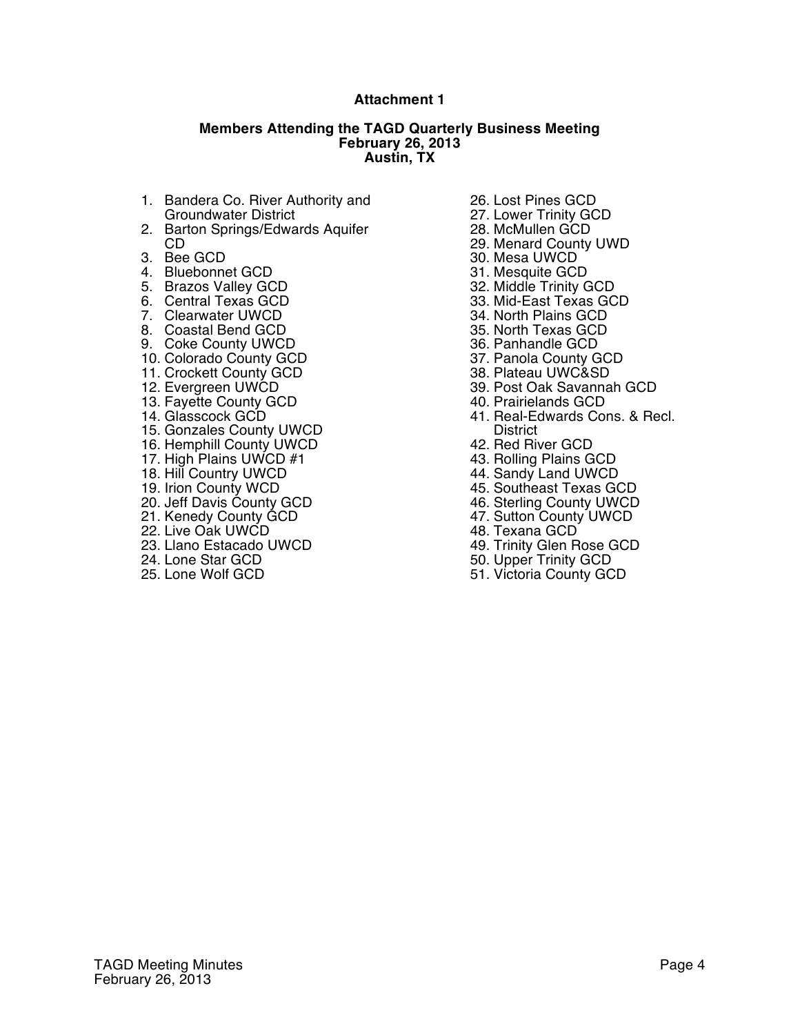**Attachment 1**

**Members Attending the TAGD Quarterly Business Meeting**
**February 26, 2013**
**Austin, TX**

1. Bandera Co. River Authority and Groundwater District
2. Barton Springs/Edwards Aquifer CD
3. Bee GCD
4. Bluebonnet GCD
5. Brazos Valley GCD
6. Central Texas GCD
7. Clearwater UWCD
8. Coastal Bend GCD
9. Coke County UWCD
10. Colorado County GCD
11. Crockett County GCD
12. Evergreen UWCD
13. Fayette County GCD
14. Glasscock GCD
15. Gonzales County UWCD
16. Hemphill County UWCD
17. High Plains UWCD #1
18. Hill Country UWCD
19. Irion County WCD
20. Jeff Davis County GCD
21. Kenedy County GCD
22. Live Oak UWCD
23. Llano Estacado UWCD
24. Lone Star GCD
25. Lone Wolf GCD
26. Lost Pines GCD
27. Lower Trinity GCD
28. McMullen GCD
29. Menard County UWD
30. Mesa UWCD
31. Mesquite GCD
32. Middle Trinity GCD
33. Mid-East Texas GCD
34. North Plains GCD
35. North Texas GCD
36. Panhandle GCD
37. Panola County GCD
38. Plateau UWC&SD
39. Post Oak Savannah GCD
40. Prairielands GCD
41. Real-Edwards Cons. & Recl. District
42. Red River GCD
43. Rolling Plains GCD
44. Sandy Land UWCD
45. Southeast Texas GCD
46. Sterling County UWCD
47. Sutton County UWCD
48. Texana GCD
49. Trinity Glen Rose GCD
50. Upper Trinity GCD
51. Victoria County GCD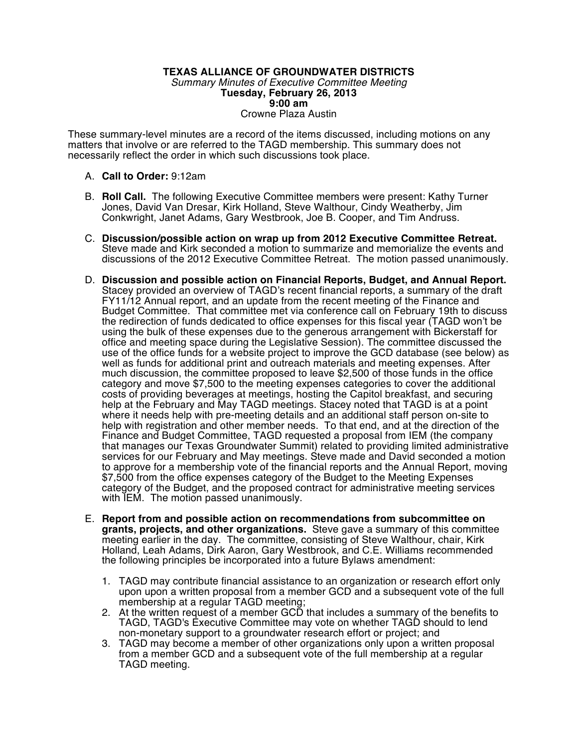**TEXAS ALLIANCE OF GROUNDWATER DISTRICTS**
*Summary Minutes of Executive Committee Meeting*
**Tuesday, February 26, 2013**
**9:00 am**
Crowne Plaza Austin

These summary-level minutes are a record of the items discussed, including motions on any matters that involve or are referred to the TAGD membership. This summary does not necessarily reflect the order in which such discussions took place.

A. **Call to Order:** 9:12am

B. **Roll Call.** The following Executive Committee members were present: Kathy Turner Jones, David Van Dresar, Kirk Holland, Steve Walthour, Cindy Weatherby, Jim Conkwright, Janet Adams, Gary Westbrook, Joe B. Cooper, and Tim Andruss.

C. **Discussion/possible action on wrap up from 2012 Executive Committee Retreat.** Steve made and Kirk seconded a motion to summarize and memorialize the events and discussions of the 2012 Executive Committee Retreat. The motion passed unanimously.

D. **Discussion and possible action on Financial Reports, Budget, and Annual Report.** Stacey provided an overview of TAGD's recent financial reports, a summary of the draft FY11/12 Annual report, and an update from the recent meeting of the Finance and Budget Committee. That committee met via conference call on February 19th to discuss the redirection of funds dedicated to office expenses for this fiscal year (TAGD won't be using the bulk of these expenses due to the generous arrangement with Bickerstaff for office and meeting space during the Legislative Session). The committee discussed the use of the office funds for a website project to improve the GCD database (see below) as well as funds for additional print and outreach materials and meeting expenses. After much discussion, the committee proposed to leave $2,500 of those funds in the office category and move $7,500 to the meeting expenses categories to cover the additional costs of providing beverages at meetings, hosting the Capitol breakfast, and securing help at the February and May TAGD meetings. Stacey noted that TAGD is at a point where it needs help with pre-meeting details and an additional staff person on-site to help with registration and other member needs. To that end, and at the direction of the Finance and Budget Committee, TAGD requested a proposal from IEM (the company that manages our Texas Groundwater Summit) related to providing limited administrative services for our February and May meetings. Steve made and David seconded a motion to approve for a membership vote of the financial reports and the Annual Report, moving $7,500 from the office expenses category of the Budget to the Meeting Expenses category of the Budget, and the proposed contract for administrative meeting services with IEM. The motion passed unanimously.

E. **Report from and possible action on recommendations from subcommittee on grants, projects, and other organizations.** Steve gave a summary of this committee meeting earlier in the day. The committee, consisting of Steve Walthour, chair, Kirk Holland, Leah Adams, Dirk Aaron, Gary Westbrook, and C.E. Williams recommended the following principles be incorporated into a future Bylaws amendment:

   1. TAGD may contribute financial assistance to an organization or research effort only upon upon a written proposal from a member GCD and a subsequent vote of the full membership at a regular TAGD meeting;
   2. At the written request of a member GCD that includes a summary of the benefits to TAGD, TAGD's Executive Committee may vote on whether TAGD should to lend non-monetary support to a groundwater research effort or project; and
   3. TAGD may become a member of other organizations only upon a written proposal from a member GCD and a subsequent vote of the full membership at a regular TAGD meeting.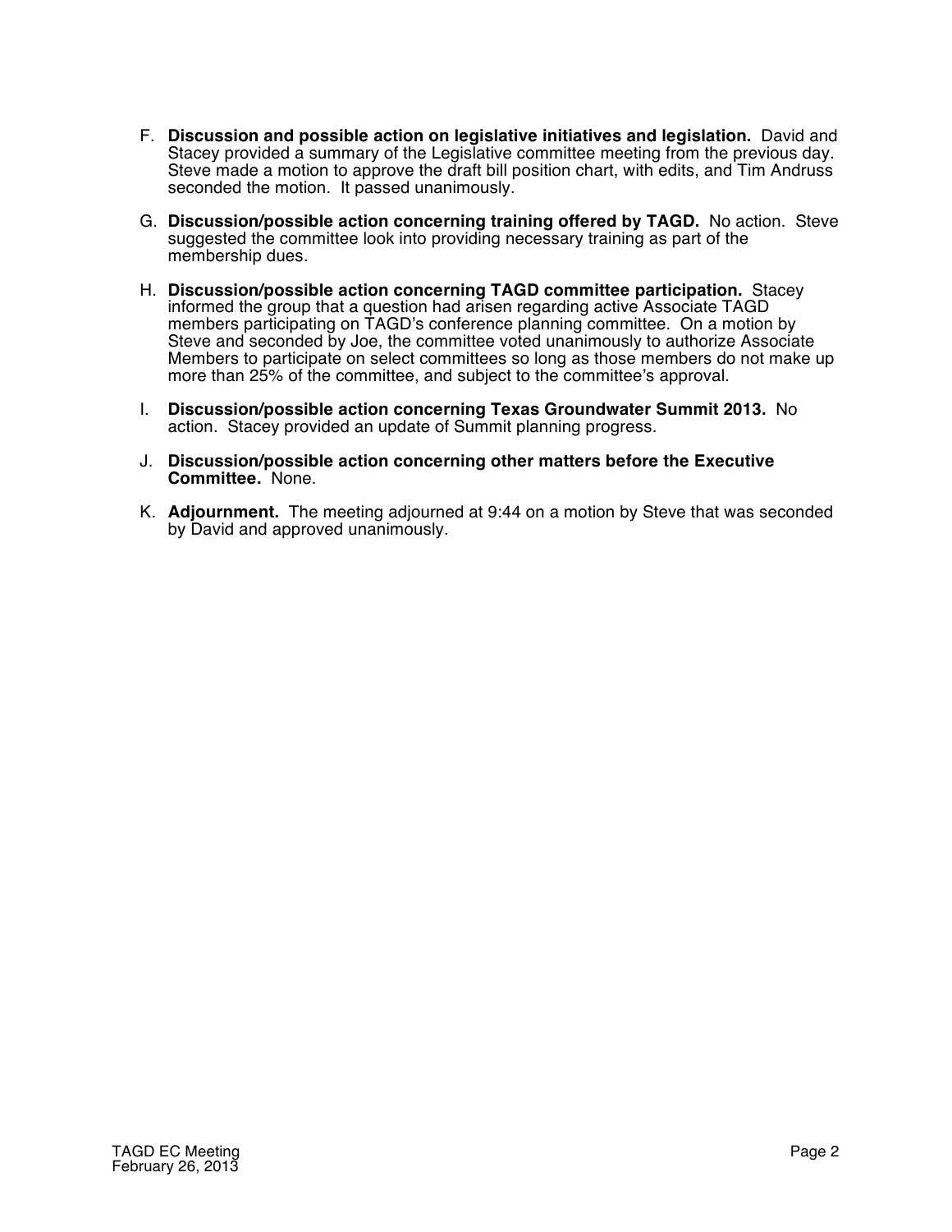F. **Discussion and possible action on legislative initiatives and legislation.** David and Stacey provided a summary of the Legislative committee meeting from the previous day. Steve made a motion to approve the draft bill position chart, with edits, and Tim Andruss seconded the motion. It passed unanimously.

G. **Discussion/possible action concerning training offered by TAGD.** No action. Steve suggested the committee look into providing necessary training as part of the membership dues.

H. **Discussion/possible action concerning TAGD committee participation.** Stacey informed the group that a question had arisen regarding active Associate TAGD members participating on TAGD's conference planning committee. On a motion by Steve and seconded by Joe, the committee voted unanimously to authorize Associate Members to participate on select committees so long as those members do not make up more than 25% of the committee, and subject to the committee's approval.

I. **Discussion/possible action concerning Texas Groundwater Summit 2013.** No action. Stacey provided an update of Summit planning progress.

J. **Discussion/possible action concerning other matters before the Executive Committee.** None.

K. **Adjournment.** The meeting adjourned at 9:44 on a motion by Steve that was seconded by David and approved unanimously.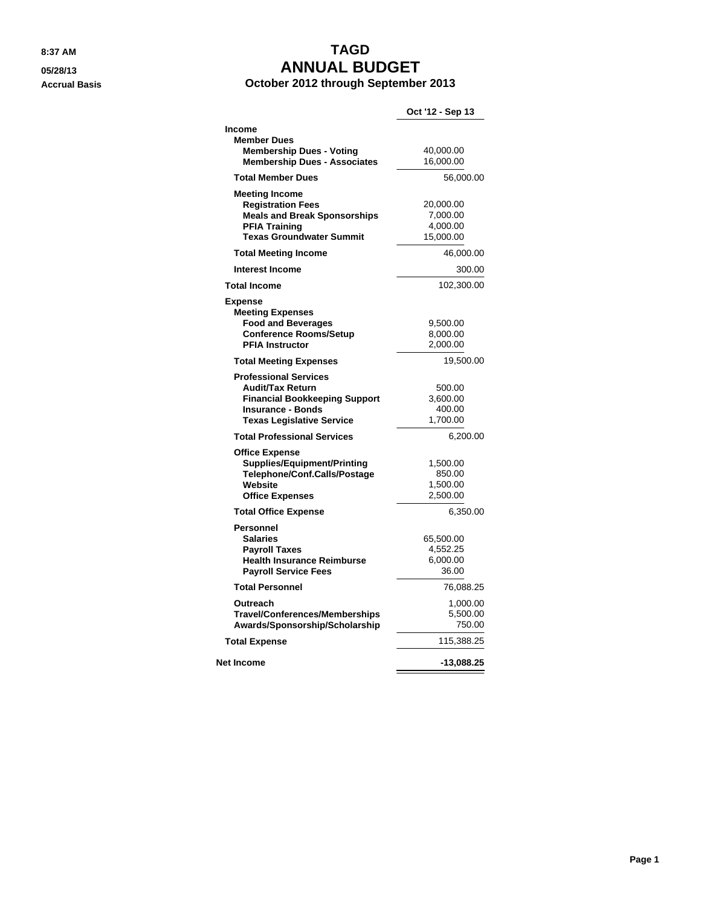8:37 AM
05/28/13
Accrual Basis

# TAGD
# ANNUAL BUDGET
### October 2012 through September 2013

| | | Oct '12 - Sep 13 |
|---|---|---|
| **Income** | | |
| **Member Dues** | | |
| **Membership Dues - Voting** | 40,000.00 | |
| **Membership Dues - Associates** | 16,000.00 | |
| **Total Member Dues** | | 56,000.00 |
| **Meeting Income** | | |
| **Registration Fees** | 20,000.00 | |
| **Meals and Break Sponsorships** | 7,000.00 | |
| **PFIA Training** | 4,000.00 | |
| **Texas Groundwater Summit** | 15,000.00 | |
| **Total Meeting Income** | | 46,000.00 |
| **Interest Income** | | 300.00 |
| **Total Income** | | 102,300.00 |
| **Expense** | | |
| **Meeting Expenses** | | |
| **Food and Beverages** | 9,500.00 | |
| **Conference Rooms/Setup** | 8,000.00 | |
| **PFIA Instructor** | 2,000.00 | |
| **Total Meeting Expenses** | | 19,500.00 |
| **Professional Services** | | |
| **Audit/Tax Return** | 500.00 | |
| **Financial Bookkeeping Support** | 3,600.00 | |
| **Insurance - Bonds** | 400.00 | |
| **Texas Legislative Service** | 1,700.00 | |
| **Total Professional Services** | | 6,200.00 |
| **Office Expense** | | |
| **Supplies/Equipment/Printing** | 1,500.00 | |
| **Telephone/Conf.Calls/Postage** | 850.00 | |
| **Website** | 1,500.00 | |
| **Office Expenses** | 2,500.00 | |
| **Total Office Expense** | | 6,350.00 |
| **Personnel** | | |
| **Salaries** | 65,500.00 | |
| **Payroll Taxes** | 4,552.25 | |
| **Health Insurance Reimburse** | 6,000.00 | |
| **Payroll Service Fees** | 36.00 | |
| **Total Personnel** | | 76,088.25 |
| **Outreach** | | 1,000.00 |
| **Travel/Conferences/Memberships** | | 5,500.00 |
| **Awards/Sponsorship/Scholarship** | | 750.00 |
| **Total Expense** | | 115,388.25 |
| **Net Income** | | **-13,088.25** |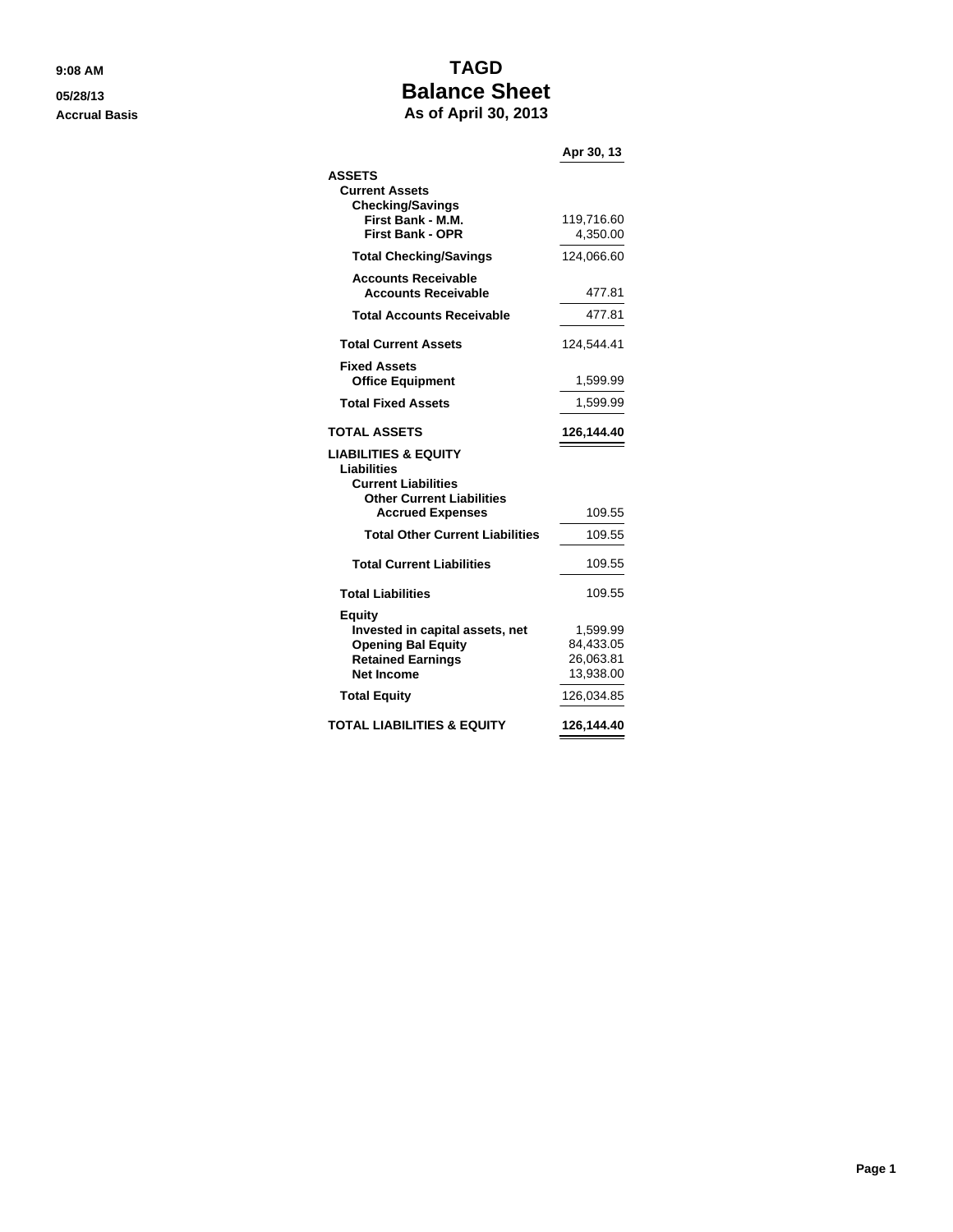9:08 AM
05/28/13
Accrual Basis

# TAGD
## Balance Sheet
### As of April 30, 2013

| | Apr 30, 13 |
|---|---|
| **ASSETS** | |
| **Current Assets** | |
| **Checking/Savings** | |
| **First Bank - M.M.** | 119,716.60 |
| **First Bank - OPR** | 4,350.00 |
| **Total Checking/Savings** | 124,066.60 |
| **Accounts Receivable** | |
| **Accounts Receivable** | 477.81 |
| **Total Accounts Receivable** | 477.81 |
| **Total Current Assets** | 124,544.41 |
| **Fixed Assets** | |
| **Office Equipment** | 1,599.99 |
| **Total Fixed Assets** | 1,599.99 |
| **TOTAL ASSETS** | **126,144.40** |
| **LIABILITIES & EQUITY** | |
| **Liabilities** | |
| **Current Liabilities** | |
| **Other Current Liabilities** | |
| **Accrued Expenses** | 109.55 |
| **Total Other Current Liabilities** | 109.55 |
| **Total Current Liabilities** | 109.55 |
| **Total Liabilities** | 109.55 |
| **Equity** | |
| **Invested in capital assets, net** | 1,599.99 |
| **Opening Bal Equity** | 84,433.05 |
| **Retained Earnings** | 26,063.81 |
| **Net Income** | 13,938.00 |
| **Total Equity** | 126,034.85 |
| **TOTAL LIABILITIES & EQUITY** | **126,144.40** |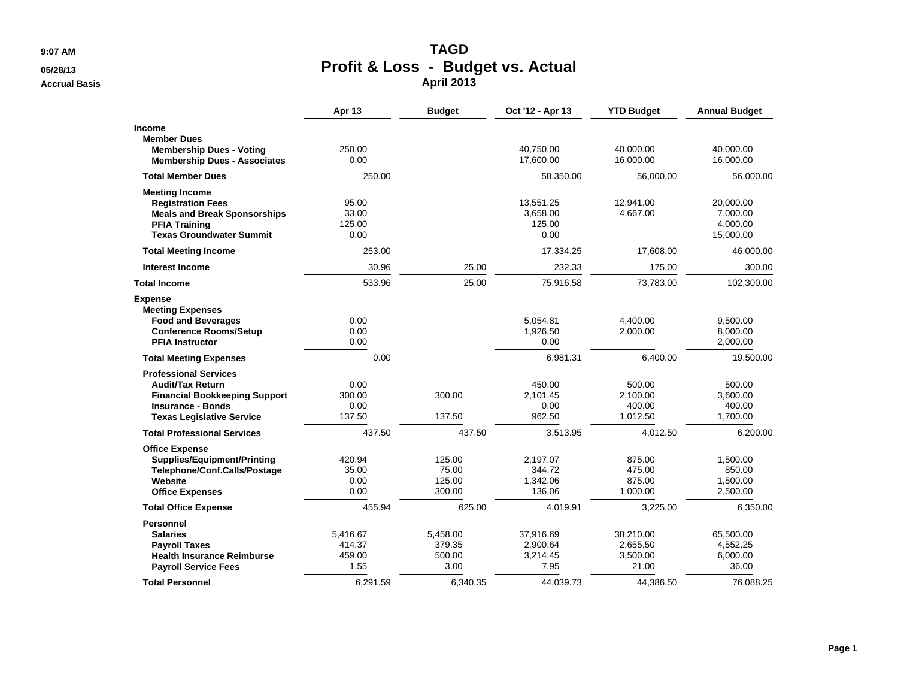9:07 AM

05/28/13

Accrual Basis

# TAGD
## Profit & Loss - Budget vs. Actual
### April 2013

| | Apr 13 | Budget | Oct '12 - Apr 13 | YTD Budget | Annual Budget |
|---|---|---|---|---|---|
| **Income** | | | | | |
| **Member Dues** | | | | | |
| **Membership Dues - Voting** | 250.00 | | 40,750.00 | 40,000.00 | 40,000.00 |
| **Membership Dues - Associates** | 0.00 | | 17,600.00 | 16,000.00 | 16,000.00 |
| **Total Member Dues** | 250.00 | | 58,350.00 | 56,000.00 | 56,000.00 |
| **Meeting Income** | | | | | |
| **Registration Fees** | 95.00 | | 13,551.25 | 12,941.00 | 20,000.00 |
| **Meals and Break Sponsorships** | 33.00 | | 3,658.00 | 4,667.00 | 7,000.00 |
| **PFIA Training** | 125.00 | | 125.00 | | 4,000.00 |
| **Texas Groundwater Summit** | 0.00 | | 0.00 | | 15,000.00 |
| **Total Meeting Income** | 253.00 | | 17,334.25 | 17,608.00 | 46,000.00 |
| **Interest Income** | 30.96 | 25.00 | 232.33 | 175.00 | 300.00 |
| **Total Income** | 533.96 | 25.00 | 75,916.58 | 73,783.00 | 102,300.00 |
| **Expense** | | | | | |
| **Meeting Expenses** | | | | | |
| **Food and Beverages** | 0.00 | | 5,054.81 | 4,400.00 | 9,500.00 |
| **Conference Rooms/Setup** | 0.00 | | 1,926.50 | 2,000.00 | 8,000.00 |
| **PFIA Instructor** | 0.00 | | 0.00 | | 2,000.00 |
| **Total Meeting Expenses** | 0.00 | | 6,981.31 | 6,400.00 | 19,500.00 |
| **Professional Services** | | | | | |
| **Audit/Tax Return** | 0.00 | | 450.00 | 500.00 | 500.00 |
| **Financial Bookkeeping Support** | 300.00 | 300.00 | 2,101.45 | 2,100.00 | 3,600.00 |
| **Insurance - Bonds** | 0.00 | | 0.00 | 400.00 | 400.00 |
| **Texas Legislative Service** | 137.50 | 137.50 | 962.50 | 1,012.50 | 1,700.00 |
| **Total Professional Services** | 437.50 | 437.50 | 3,513.95 | 4,012.50 | 6,200.00 |
| **Office Expense** | | | | | |
| **Supplies/Equipment/Printing** | 420.94 | 125.00 | 2,197.07 | 875.00 | 1,500.00 |
| **Telephone/Conf.Calls/Postage** | 35.00 | 75.00 | 344.72 | 475.00 | 850.00 |
| **Website** | 0.00 | 125.00 | 1,342.06 | 875.00 | 1,500.00 |
| **Office Expenses** | 0.00 | 300.00 | 136.06 | 1,000.00 | 2,500.00 |
| **Total Office Expense** | 455.94 | 625.00 | 4,019.91 | 3,225.00 | 6,350.00 |
| **Personnel** | | | | | |
| **Salaries** | 5,416.67 | 5,458.00 | 37,916.69 | 38,210.00 | 65,500.00 |
| **Payroll Taxes** | 414.37 | 379.35 | 2,900.64 | 2,655.50 | 4,552.25 |
| **Health Insurance Reimburse** | 459.00 | 500.00 | 3,214.45 | 3,500.00 | 6,000.00 |
| **Payroll Service Fees** | 1.55 | 3.00 | 7.95 | 21.00 | 36.00 |
| **Total Personnel** | 6,291.59 | 6,340.35 | 44,039.73 | 44,386.50 | 76,088.25 |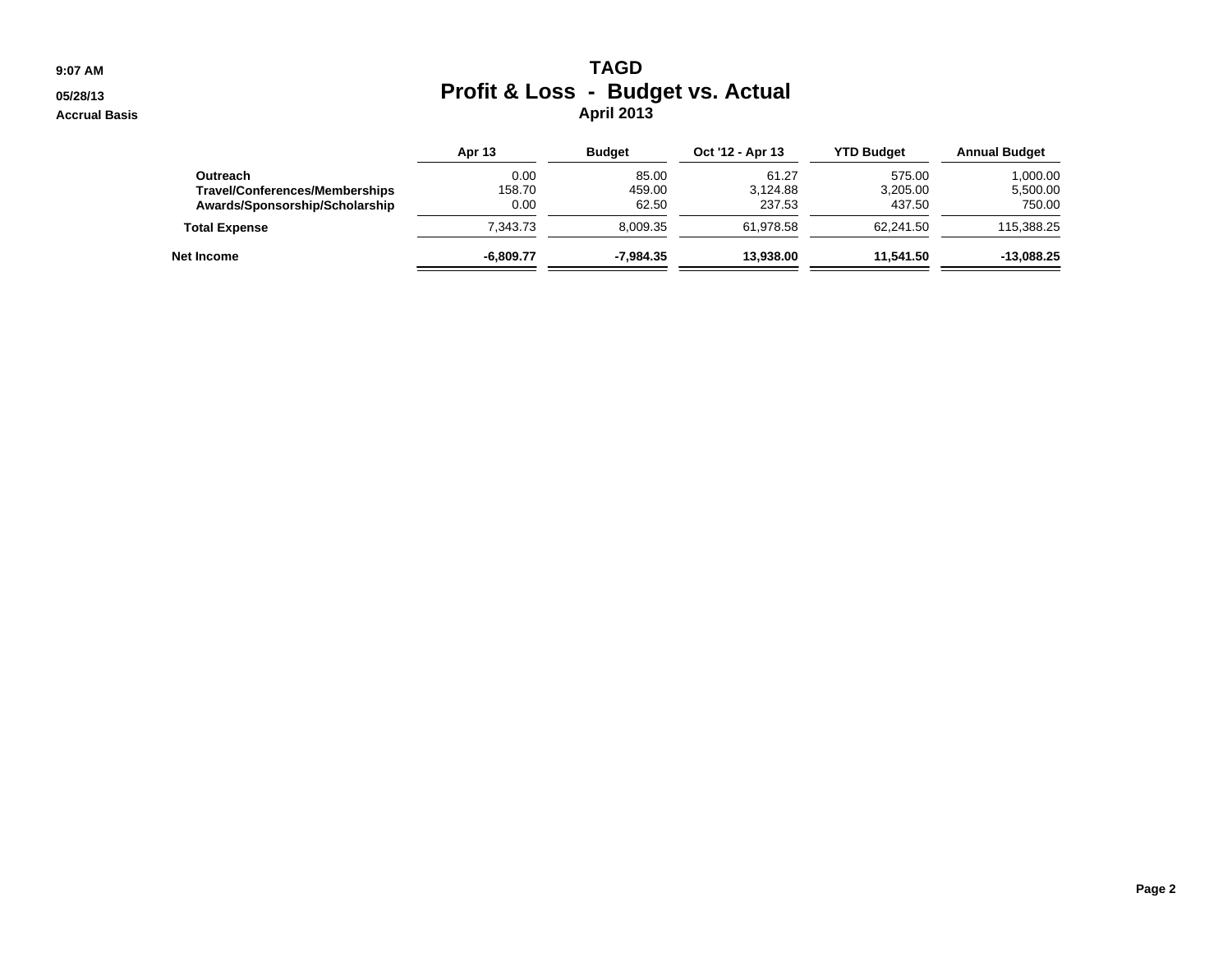# TAGD

## Profit & Loss - Budget vs. Actual

### April 2013

9:07 AM

05/28/13

Accrual Basis

| | Apr 13 | Budget | Oct '12 - Apr 13 | YTD Budget | Annual Budget |
|---|---|---|---|---|---|
| Outreach | 0.00 | 85.00 | 61.27 | 575.00 | 1,000.00 |
| Travel/Conferences/Memberships | 158.70 | 459.00 | 3,124.88 | 3,205.00 | 5,500.00 |
| Awards/Sponsorship/Scholarship | 0.00 | 62.50 | 237.53 | 437.50 | 750.00 |
| **Total Expense** | 7,343.73 | 8,009.35 | 61,978.58 | 62,241.50 | 115,388.25 |
| **Net Income** | **-6,809.77** | **-7,984.35** | **13,938.00** | **11,541.50** | **-13,088.25** |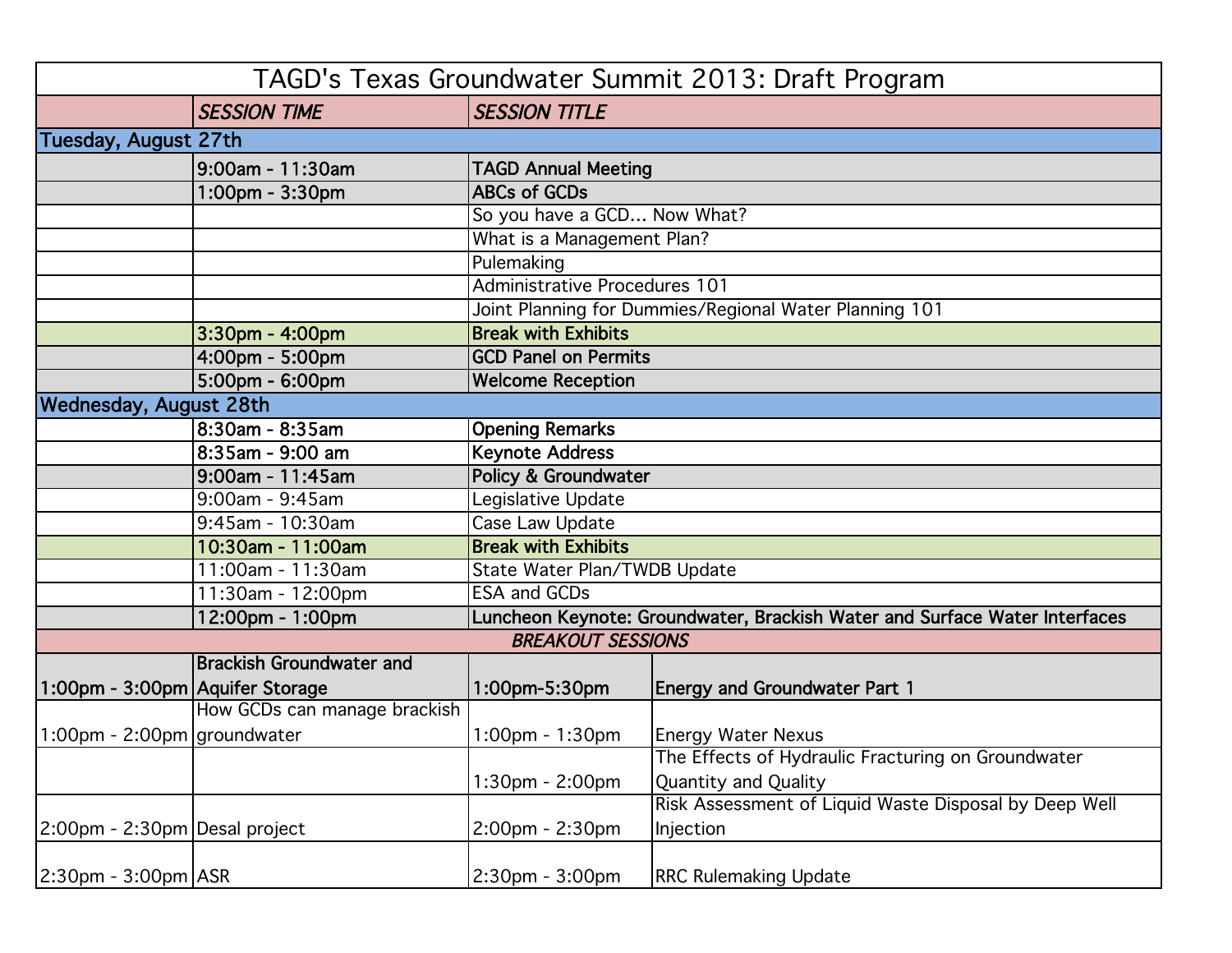# TAGD's Texas Groundwater Summit 2013: Draft Program

| | *SESSION TIME* | *SESSION TITLE* | |
|---|---|---|---|
| **Tuesday, August 27th** | | | |
| | **9:00am - 11:30am** | **TAGD Annual Meeting** | |
| | **1:00pm - 3:30pm** | **ABCs of GCDs** | |
| | | So you have a GCD... Now What? | |
| | | What is a Management Plan? | |
| | | Pulemaking | |
| | | Administrative Procedures 101 | |
| | | Joint Planning for Dummies/Regional Water Planning 101 | |
| | **3:30pm - 4:00pm** | **Break with Exhibits** | |
| | **4:00pm - 5:00pm** | **GCD Panel on Permits** | |
| | **5:00pm - 6:00pm** | **Welcome Reception** | |
| **Wednesday, August 28th** | | | |
| | **8:30am - 8:35am** | **Opening Remarks** | |
| | **8:35am - 9:00 am** | **Keynote Address** | |
| | **9:00am - 11:45am** | **Policy & Groundwater** | |
| | 9:00am - 9:45am | Legislative Update | |
| | 9:45am - 10:30am | Case Law Update | |
| | **10:30am - 11:00am** | **Break with Exhibits** | |
| | 11:00am - 11:30am | State Water Plan/TWDB Update | |
| | 11:30am - 12:00pm | ESA and GCDs | |
| | **12:00pm - 1:00pm** | **Luncheon Keynote: Groundwater, Brackish Water and Surface Water Interfaces** | |
| | | *BREAKOUT SESSIONS* | |
| **1:00pm - 3:00pm** | **Brackish Groundwater and Aquifer Storage** | **1:00pm-5:30pm** | **Energy and Groundwater Part 1** |
| 1:00pm - 2:00pm | How GCDs can manage brackish groundwater | 1:00pm - 1:30pm | Energy Water Nexus |
| | | 1:30pm - 2:00pm | The Effects of Hydraulic Fracturing on Groundwater Quantity and Quality |
| 2:00pm - 2:30pm | Desal project | 2:00pm - 2:30pm | Risk Assessment of Liquid Waste Disposal by Deep Well Injection |
| 2:30pm - 3:00pm | ASR | 2:30pm - 3:00pm | RRC Rulemaking Update |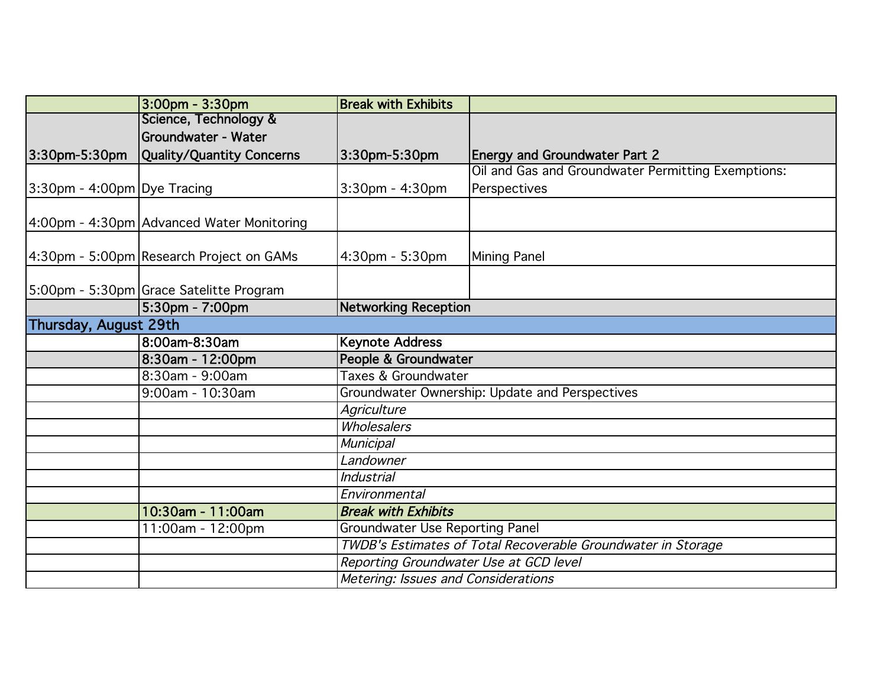|  | 3:00pm - 3:30pm | **Break with Exhibits** |  |
|---|---|---|---|
| 3:30pm-5:30pm | **Science, Technology & Groundwater - Water Quality/Quantity Concerns** | 3:30pm-5:30pm | **Energy and Groundwater Part 2** |
| 3:30pm - 4:00pm | Dye Tracing | 3:30pm - 4:30pm | Oil and Gas and Groundwater Permitting Exemptions: Perspectives |
| 4:00pm - 4:30pm | Advanced Water Monitoring |  |  |
| 4:30pm - 5:00pm | Research Project on GAMs | 4:30pm - 5:30pm | Mining Panel |
| 5:00pm - 5:30pm | Grace Satelitte Program |  |  |
|  | 5:30pm - 7:00pm | **Networking Reception** |  |
| **Thursday, August 29th** |  |  |  |
|  | 8:00am-8:30am | **Keynote Address** |  |
|  | 8:30am - 12:00pm | **People & Groundwater** |  |
|  | 8:30am - 9:00am | Taxes & Groundwater |  |
|  | 9:00am - 10:30am | Groundwater Ownership: Update and Perspectives |  |
|  |  | *Agriculture* |  |
|  |  | *Wholesalers* |  |
|  |  | *Municipal* |  |
|  |  | *Landowner* |  |
|  |  | *Industrial* |  |
|  |  | *Environmental* |  |
|  | 10:30am - 11:00am | ***Break with Exhibits*** |  |
|  | 11:00am - 12:00pm | Groundwater Use Reporting Panel |  |
|  |  | *TWDB's Estimates of Total Recoverable Groundwater in Storage* |  |
|  |  | *Reporting Groundwater Use at GCD level* |  |
|  |  | *Metering: Issues and Considerations* |  |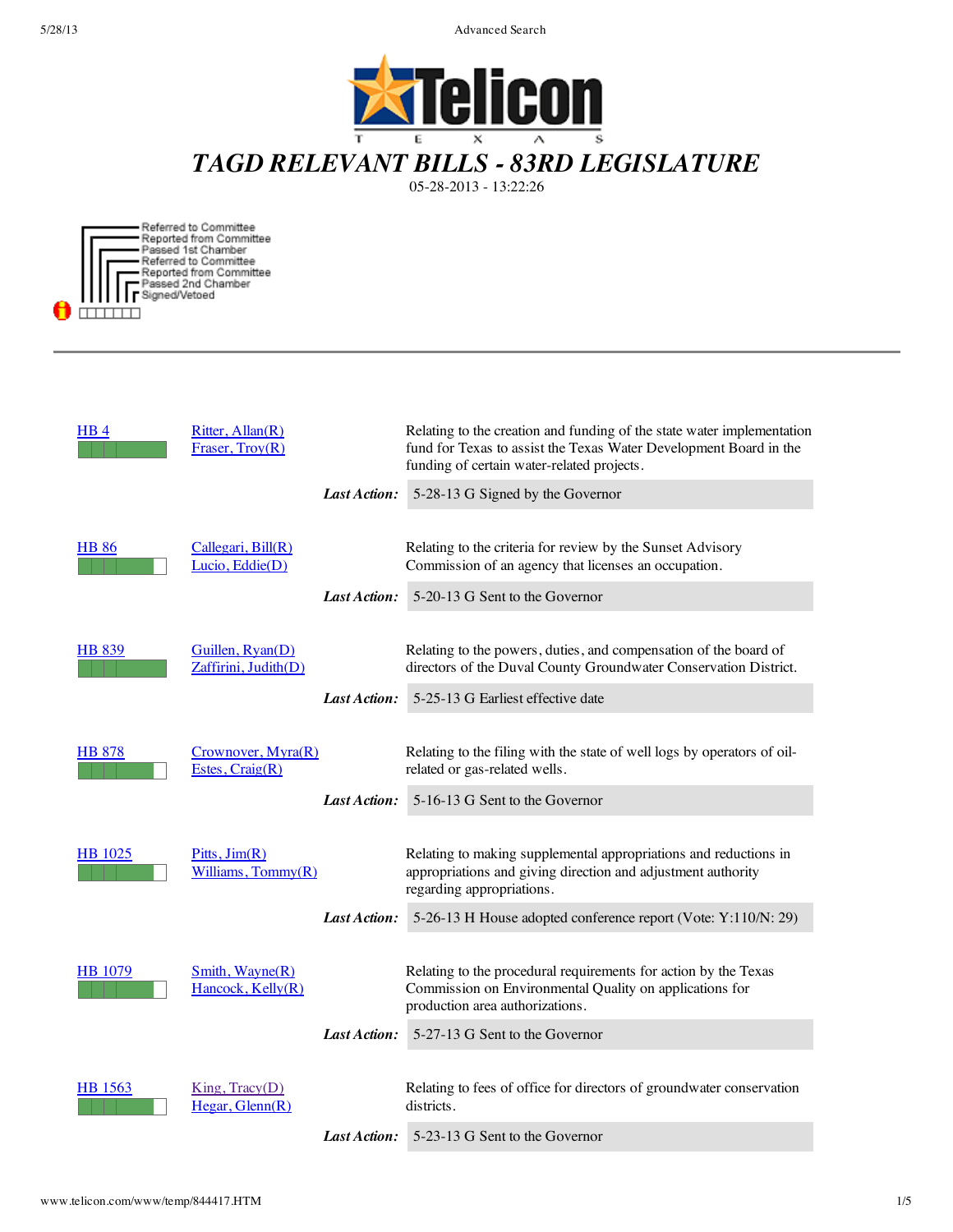# TAGD RELEVANT BILLS - 83RD LEGISLATURE

05-28-2013 - 13:22:26

Referred to Committee
Reported from Committee
Passed 1st Chamber
Referred to Committee
Reported from Committee
Passed 2nd Chamber
Signed/Vetoed

---

**HB 4** — Ritter, Allan(R); Fraser, Troy(R)

Relating to the creation and funding of the state water implementation fund for Texas to assist the Texas Water Development Board in the funding of certain water-related projects.

***Last Action:*** 5-28-13 G Signed by the Governor

**HB 86** — Callegari, Bill(R); Lucio, Eddie(D)

Relating to the criteria for review by the Sunset Advisory Commission of an agency that licenses an occupation.

***Last Action:*** 5-20-13 G Sent to the Governor

**HB 839** — Guillen, Ryan(D); Zaffirini, Judith(D)

Relating to the powers, duties, and compensation of the board of directors of the Duval County Groundwater Conservation District.

***Last Action:*** 5-25-13 G Earliest effective date

**HB 878** — Crownover, Myra(R); Estes, Craig(R)

Relating to the filing with the state of well logs by operators of oil-related or gas-related wells.

***Last Action:*** 5-16-13 G Sent to the Governor

**HB 1025** — Pitts, Jim(R); Williams, Tommy(R)

Relating to making supplemental appropriations and reductions in appropriations and giving direction and adjustment authority regarding appropriations.

***Last Action:*** 5-26-13 H House adopted conference report (Vote: Y:110/N: 29)

**HB 1079** — Smith, Wayne(R); Hancock, Kelly(R)

Relating to the procedural requirements for action by the Texas Commission on Environmental Quality on applications for production area authorizations.

***Last Action:*** 5-27-13 G Sent to the Governor

**HB 1563** — King, Tracy(D); Hegar, Glenn(R)

Relating to fees of office for directors of groundwater conservation districts.

***Last Action:*** 5-23-13 G Sent to the Governor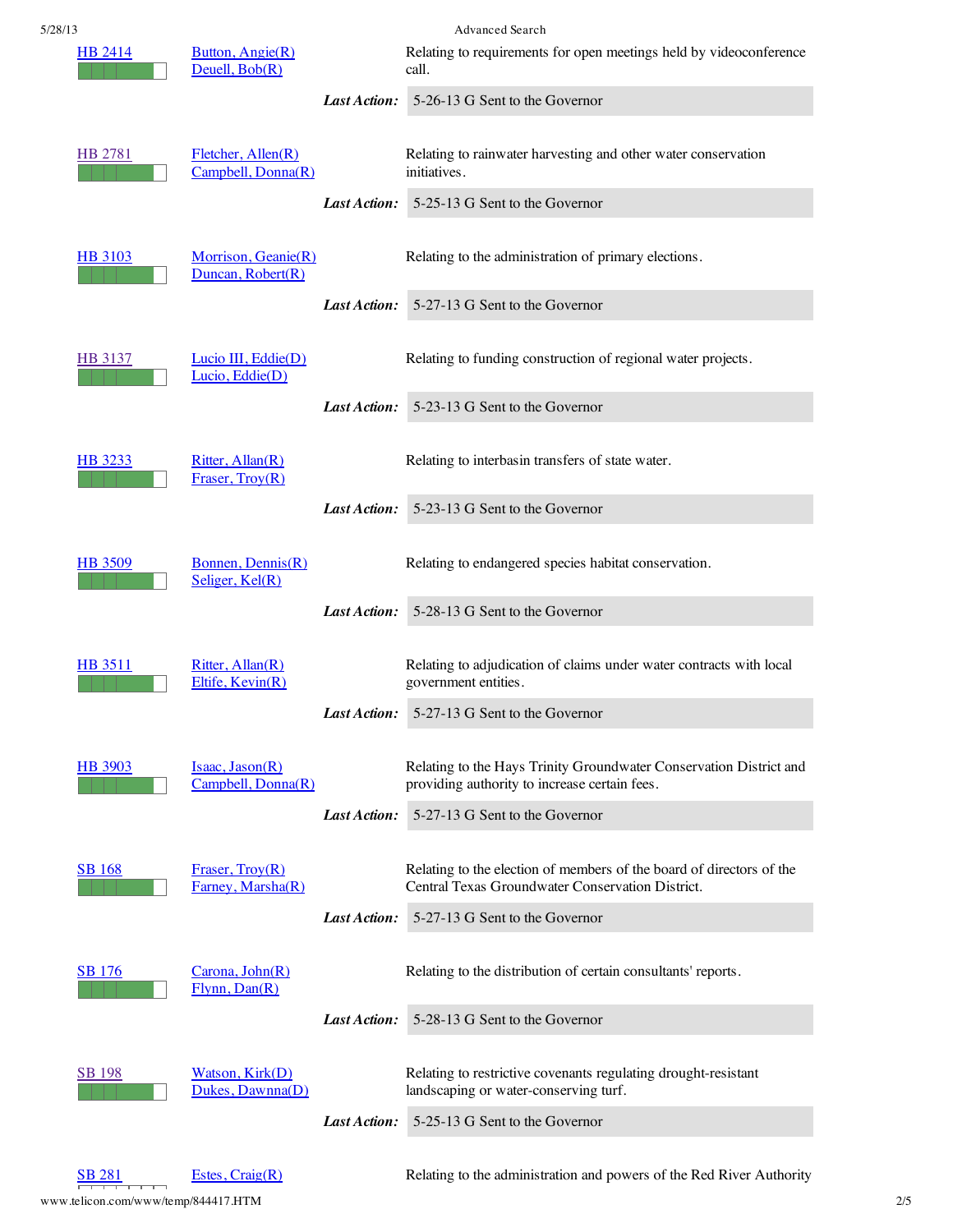| Bill | Authors | Caption |
|---|---|---|
| HB 2414 | Button, Angie(R)<br>Deuell, Bob(R) | Relating to requirements for open meetings held by videoconference call. |
| | | ***Last Action:*** 5-26-13 G Sent to the Governor |
| HB 2781 | Fletcher, Allen(R)<br>Campbell, Donna(R) | Relating to rainwater harvesting and other water conservation initiatives. |
| | | ***Last Action:*** 5-25-13 G Sent to the Governor |
| HB 3103 | Morrison, Geanie(R)<br>Duncan, Robert(R) | Relating to the administration of primary elections. |
| | | ***Last Action:*** 5-27-13 G Sent to the Governor |
| HB 3137 | Lucio III, Eddie(D)<br>Lucio, Eddie(D) | Relating to funding construction of regional water projects. |
| | | ***Last Action:*** 5-23-13 G Sent to the Governor |
| HB 3233 | Ritter, Allan(R)<br>Fraser, Troy(R) | Relating to interbasin transfers of state water. |
| | | ***Last Action:*** 5-23-13 G Sent to the Governor |
| HB 3509 | Bonnen, Dennis(R)<br>Seliger, Kel(R) | Relating to endangered species habitat conservation. |
| | | ***Last Action:*** 5-28-13 G Sent to the Governor |
| HB 3511 | Ritter, Allan(R)<br>Eltife, Kevin(R) | Relating to adjudication of claims under water contracts with local government entities. |
| | | ***Last Action:*** 5-27-13 G Sent to the Governor |
| HB 3903 | Isaac, Jason(R)<br>Campbell, Donna(R) | Relating to the Hays Trinity Groundwater Conservation District and providing authority to increase certain fees. |
| | | ***Last Action:*** 5-27-13 G Sent to the Governor |
| SB 168 | Fraser, Troy(R)<br>Farney, Marsha(R) | Relating to the election of members of the board of directors of the Central Texas Groundwater Conservation District. |
| | | ***Last Action:*** 5-27-13 G Sent to the Governor |
| SB 176 | Carona, John(R)<br>Flynn, Dan(R) | Relating to the distribution of certain consultants' reports. |
| | | ***Last Action:*** 5-28-13 G Sent to the Governor |
| SB 198 | Watson, Kirk(D)<br>Dukes, Dawnna(D) | Relating to restrictive covenants regulating drought-resistant landscaping or water-conserving turf. |
| | | ***Last Action:*** 5-25-13 G Sent to the Governor |
| SB 281 | Estes, Craig(R) | Relating to the administration and powers of the Red River Authority |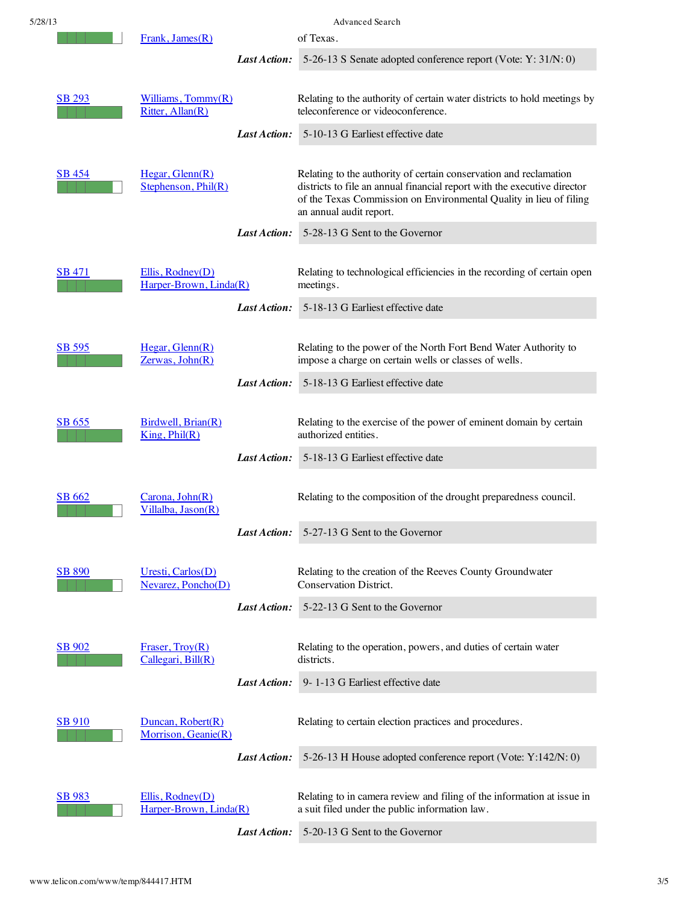| | Frank, James(R) | of Texas. |
|---|---|---|
| | **Last Action:** | 5-26-13 S Senate adopted conference report (Vote: Y: 31/N: 0) |
| SB 293 | Williams, Tommy(R)<br>Ritter, Allan(R) | Relating to the authority of certain water districts to hold meetings by teleconference or videoconference. |
| | **Last Action:** | 5-10-13 G Earliest effective date |
| SB 454 | Hegar, Glenn(R)<br>Stephenson, Phil(R) | Relating to the authority of certain conservation and reclamation districts to file an annual financial report with the executive director of the Texas Commission on Environmental Quality in lieu of filing an annual audit report. |
| | **Last Action:** | 5-28-13 G Sent to the Governor |
| SB 471 | Ellis, Rodney(D)<br>Harper-Brown, Linda(R) | Relating to technological efficiencies in the recording of certain open meetings. |
| | **Last Action:** | 5-18-13 G Earliest effective date |
| SB 595 | Hegar, Glenn(R)<br>Zerwas, John(R) | Relating to the power of the North Fort Bend Water Authority to impose a charge on certain wells or classes of wells. |
| | **Last Action:** | 5-18-13 G Earliest effective date |
| SB 655 | Birdwell, Brian(R)<br>King, Phil(R) | Relating to the exercise of the power of eminent domain by certain authorized entities. |
| | **Last Action:** | 5-18-13 G Earliest effective date |
| SB 662 | Carona, John(R)<br>Villalba, Jason(R) | Relating to the composition of the drought preparedness council. |
| | **Last Action:** | 5-27-13 G Sent to the Governor |
| SB 890 | Uresti, Carlos(D)<br>Nevarez, Poncho(D) | Relating to the creation of the Reeves County Groundwater Conservation District. |
| | **Last Action:** | 5-22-13 G Sent to the Governor |
| SB 902 | Fraser, Troy(R)<br>Callegari, Bill(R) | Relating to the operation, powers, and duties of certain water districts. |
| | **Last Action:** | 9- 1-13 G Earliest effective date |
| SB 910 | Duncan, Robert(R)<br>Morrison, Geanie(R) | Relating to certain election practices and procedures. |
| | **Last Action:** | 5-26-13 H House adopted conference report (Vote: Y:142/N: 0) |
| SB 983 | Ellis, Rodney(D)<br>Harper-Brown, Linda(R) | Relating to in camera review and filing of the information at issue in a suit filed under the public information law. |
| | **Last Action:** | 5-20-13 G Sent to the Governor |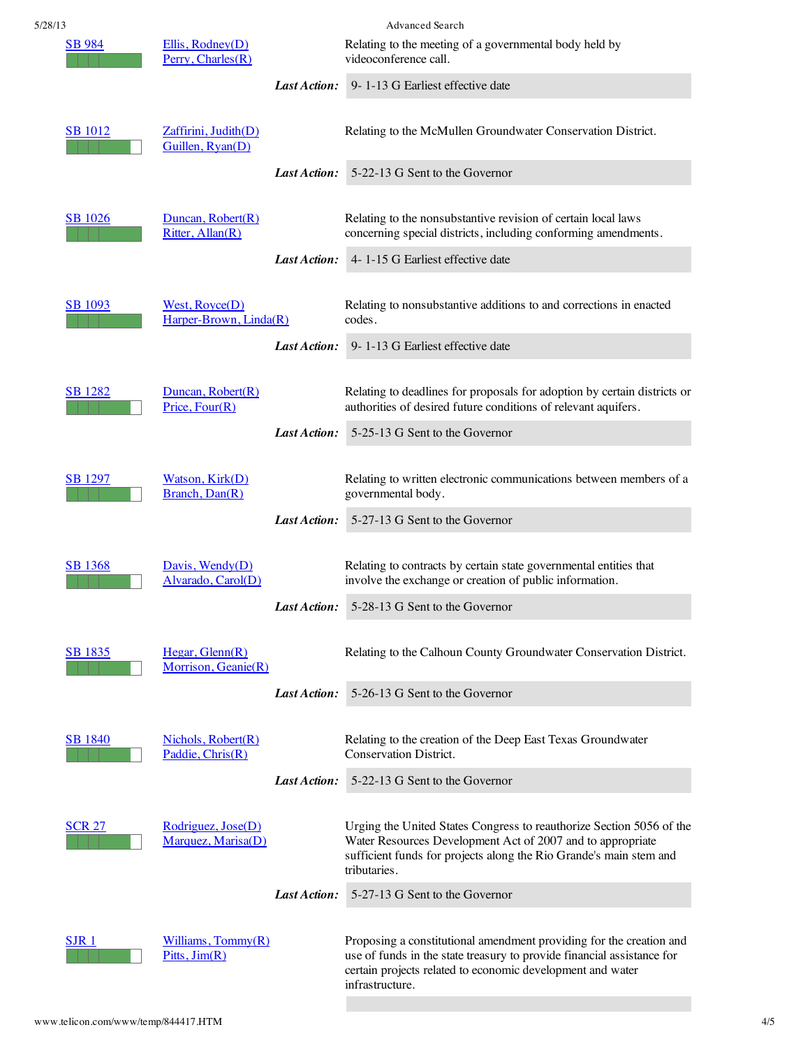| Bill | Authors | Caption |
| --- | --- | --- |
| SB 984 | Ellis, Rodney(D)<br>Perry, Charles(R) | Relating to the meeting of a governmental body held by videoconference call. |
| | | ***Last Action:*** 9- 1-13 G Earliest effective date |
| SB 1012 | Zaffirini, Judith(D)<br>Guillen, Ryan(D) | Relating to the McMullen Groundwater Conservation District. |
| | | ***Last Action:*** 5-22-13 G Sent to the Governor |
| SB 1026 | Duncan, Robert(R)<br>Ritter, Allan(R) | Relating to the nonsubstantive revision of certain local laws concerning special districts, including conforming amendments. |
| | | ***Last Action:*** 4- 1-15 G Earliest effective date |
| SB 1093 | West, Royce(D)<br>Harper-Brown, Linda(R) | Relating to nonsubstantive additions to and corrections in enacted codes. |
| | | ***Last Action:*** 9- 1-13 G Earliest effective date |
| SB 1282 | Duncan, Robert(R)<br>Price, Four(R) | Relating to deadlines for proposals for adoption by certain districts or authorities of desired future conditions of relevant aquifers. |
| | | ***Last Action:*** 5-25-13 G Sent to the Governor |
| SB 1297 | Watson, Kirk(D)<br>Branch, Dan(R) | Relating to written electronic communications between members of a governmental body. |
| | | ***Last Action:*** 5-27-13 G Sent to the Governor |
| SB 1368 | Davis, Wendy(D)<br>Alvarado, Carol(D) | Relating to contracts by certain state governmental entities that involve the exchange or creation of public information. |
| | | ***Last Action:*** 5-28-13 G Sent to the Governor |
| SB 1835 | Hegar, Glenn(R)<br>Morrison, Geanie(R) | Relating to the Calhoun County Groundwater Conservation District. |
| | | ***Last Action:*** 5-26-13 G Sent to the Governor |
| SB 1840 | Nichols, Robert(R)<br>Paddie, Chris(R) | Relating to the creation of the Deep East Texas Groundwater Conservation District. |
| | | ***Last Action:*** 5-22-13 G Sent to the Governor |
| SCR 27 | Rodriguez, Jose(D)<br>Marquez, Marisa(D) | Urging the United States Congress to reauthorize Section 5056 of the Water Resources Development Act of 2007 and to appropriate sufficient funds for projects along the Rio Grande's main stem and tributaries. |
| | | ***Last Action:*** 5-27-13 G Sent to the Governor |
| SJR 1 | Williams, Tommy(R)<br>Pitts, Jim(R) | Proposing a constitutional amendment providing for the creation and use of funds in the state treasury to provide financial assistance for certain projects related to economic development and water infrastructure. |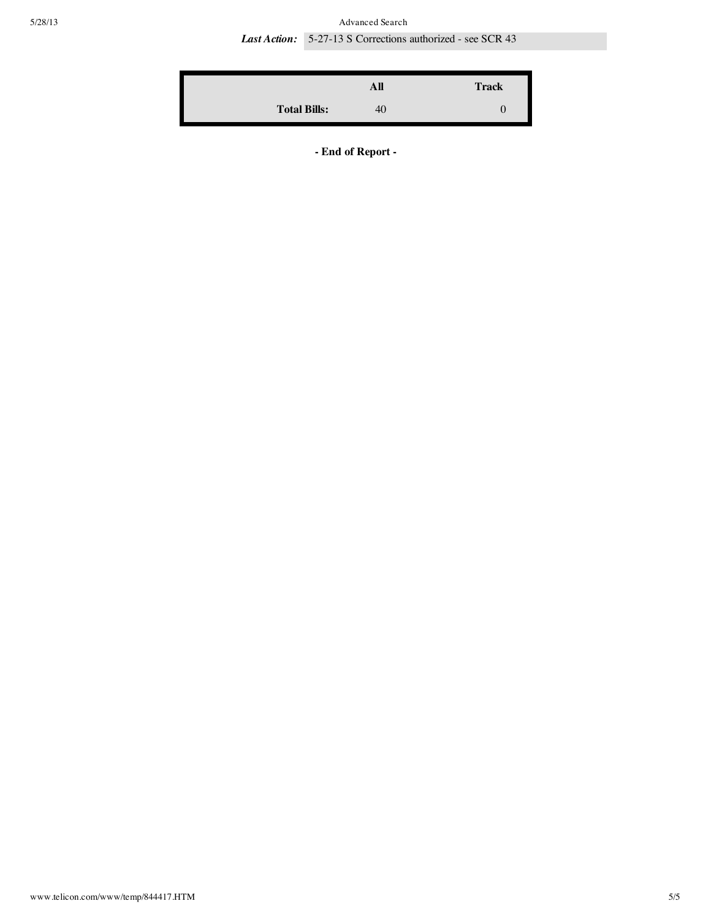***Last Action:*** 5-27-13 S Corrections authorized - see SCR 43

| | All | Track |
| --- | --- | --- |
| **Total Bills:** | 40 | 0 |

**- End of Report -**